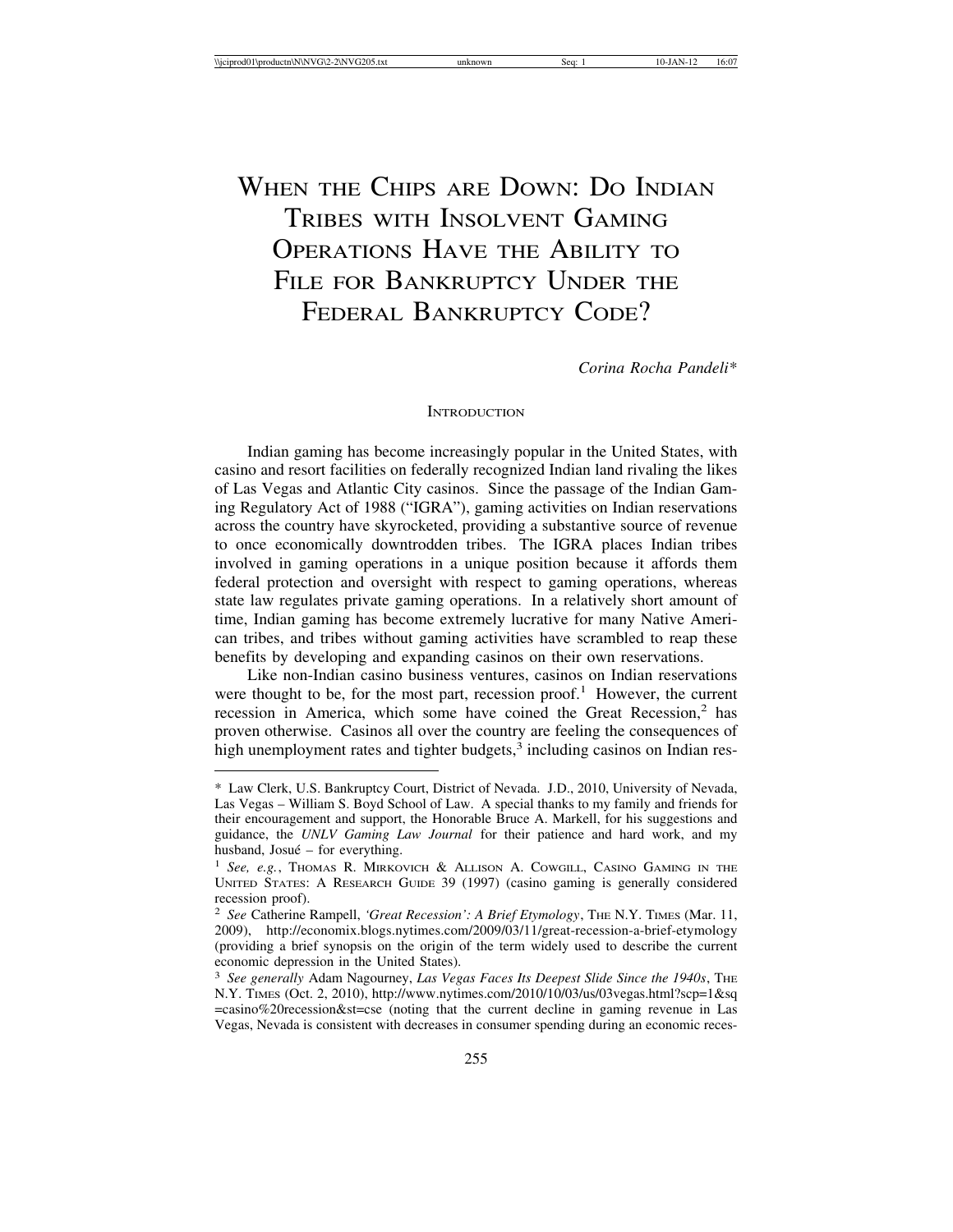# When the Chips are Down: Do Indian Tribes with Insolvent Gaming Operations Have the Ability to File for Bankruptcy Under the Federal Bankruptcy Code?

*Corina Rocha Pandeli\**

## Introduction

Indian gaming has become increasingly popular in the United States, with casino and resort facilities on federally recognized Indian land rivaling the likes of Las Vegas and Atlantic City casinos. Since the passage of the Indian Gaming Regulatory Act of 1988 ("IGRA"), gaming activities on Indian reservations across the country have skyrocketed, providing a substantive source of revenue to once economically downtrodden tribes. The IGRA places Indian tribes involved in gaming operations in a unique position because it affords them federal protection and oversight with respect to gaming operations, whereas state law regulates private gaming operations. In a relatively short amount of time, Indian gaming has become extremely lucrative for many Native American tribes, and tribes without gaming activities have scrambled to reap these benefits by developing and expanding casinos on their own reservations.

Like non-Indian casino business ventures, casinos on Indian reservations were thought to be, for the most part, recession proof.[1] However, the current recession in America, which some have coined the Great Recession,[2] has proven otherwise. Casinos all over the country are feeling the consequences of high unemployment rates and tighter budgets,[3] including casinos on Indian res-

---

\* Law Clerk, U.S. Bankruptcy Court, District of Nevada. J.D., 2010, University of Nevada, Las Vegas – William S. Boyd School of Law. A special thanks to my family and friends for their encouragement and support, the Honorable Bruce A. Markell, for his suggestions and guidance, the *UNLV Gaming Law Journal* for their patience and hard work, and my husband, Josué – for everything.

[1] *See, e.g.*, Thomas R. Mirkovich & Allison A. Cowgill, Casino Gaming in the United States: A Research Guide 39 (1997) (casino gaming is generally considered recession proof).

[2] *See* Catherine Rampell, *'Great Recession': A Brief Etymology*, The N.Y. Times (Mar. 11, 2009), http://economix.blogs.nytimes.com/2009/03/11/great-recession-a-brief-etymology (providing a brief synopsis on the origin of the term widely used to describe the current economic depression in the United States).

[3] *See generally* Adam Nagourney, *Las Vegas Faces Its Deepest Slide Since the 1940s*, The N.Y. Times (Oct. 2, 2010), http://www.nytimes.com/2010/10/03/us/03vegas.html?scp=1&sq=casino%20recession&st=cse (noting that the current decline in gaming revenue in Las Vegas, Nevada is consistent with decreases in consumer spending during an economic reces-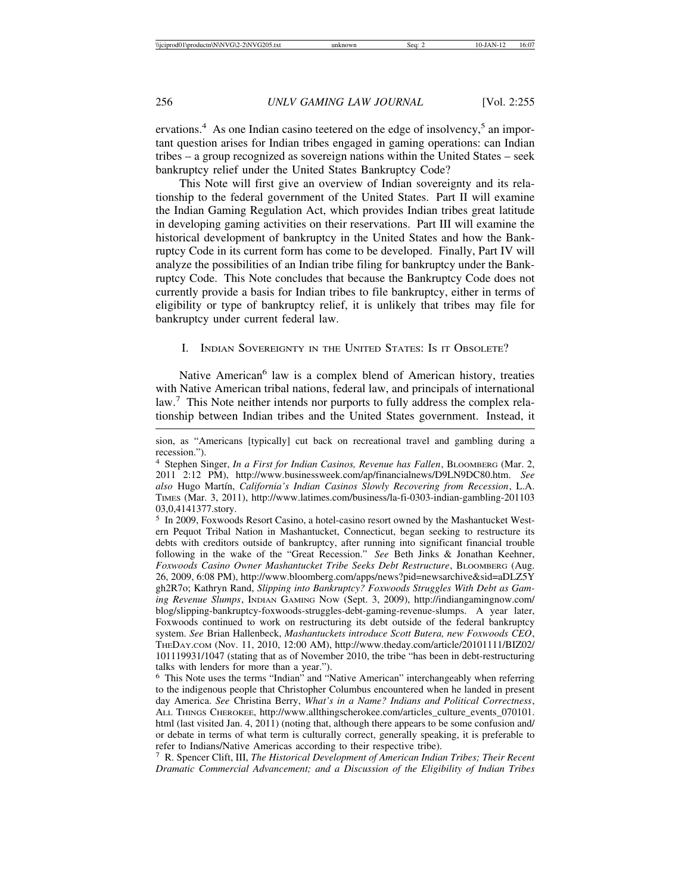ervations.[4] As one Indian casino teetered on the edge of insolvency,[5] an important question arises for Indian tribes engaged in gaming operations: can Indian tribes – a group recognized as sovereign nations within the United States – seek bankruptcy relief under the United States Bankruptcy Code?

This Note will first give an overview of Indian sovereignty and its relationship to the federal government of the United States. Part II will examine the Indian Gaming Regulation Act, which provides Indian tribes great latitude in developing gaming activities on their reservations. Part III will examine the historical development of bankruptcy in the United States and how the Bankruptcy Code in its current form has come to be developed. Finally, Part IV will analyze the possibilities of an Indian tribe filing for bankruptcy under the Bankruptcy Code. This Note concludes that because the Bankruptcy Code does not currently provide a basis for Indian tribes to file bankruptcy, either in terms of eligibility or type of bankruptcy relief, it is unlikely that tribes may file for bankruptcy under current federal law.

## I. Indian Sovereignty in the United States: Is it Obsolete?

Native American[6] law is a complex blend of American history, treaties with Native American tribal nations, federal law, and principals of international law.[7] This Note neither intends nor purports to fully address the complex relationship between Indian tribes and the United States government. Instead, it

---

sion, as "Americans [typically] cut back on recreational travel and gambling during a recession.").

[4] Stephen Singer, *In a First for Indian Casinos, Revenue has Fallen*, Bloomberg (Mar. 2, 2011 2:12 PM), http://www.businessweek.com/ap/financialnews/D9LN9DC80.htm. *See also* Hugo Martín, *California's Indian Casinos Slowly Recovering from Recession*, L.A. Times (Mar. 3, 2011), http://www.latimes.com/business/la-fi-0303-indian-gambling-20110303,0,4141377.story.

[5] In 2009, Foxwoods Resort Casino, a hotel-casino resort owned by the Mashantucket Western Pequot Tribal Nation in Mashantucket, Connecticut, began seeking to restructure its debts with creditors outside of bankruptcy, after running into significant financial trouble following in the wake of the "Great Recession." *See* Beth Jinks & Jonathan Keehner, *Foxwoods Casino Owner Mashantucket Tribe Seeks Debt Restructure*, Bloomberg (Aug. 26, 2009, 6:08 PM), http://www.bloomberg.com/apps/news?pid=newsarchive&sid=aDLZ5Ygh2R7o; Kathryn Rand, *Slipping into Bankruptcy? Foxwoods Struggles With Debt as Gaming Revenue Slumps*, Indian Gaming Now (Sept. 3, 2009), http://indiangamingnow.com/blog/slipping-bankruptcy-foxwoods-struggles-debt-gaming-revenue-slumps. A year later, Foxwoods continued to work on restructuring its debt outside of the federal bankruptcy system. *See* Brian Hallenbeck, *Mashantuckets introduce Scott Butera, new Foxwoods CEO*, TheDay.com (Nov. 11, 2010, 12:00 AM), http://www.theday.com/article/20101111/BIZ02/101119931/1047 (stating that as of November 2010, the tribe "has been in debt-restructuring talks with lenders for more than a year.").

[6] This Note uses the terms "Indian" and "Native American" interchangeably when referring to the indigenous people that Christopher Columbus encountered when he landed in present day America. *See* Christina Berry, *What's in a Name? Indians and Political Correctness*, All Things Cherokee, http://www.allthingscherokee.com/articles_culture_events_070101.html (last visited Jan. 4, 2011) (noting that, although there appears to be some confusion and/or debate in terms of what term is culturally correct, generally speaking, it is preferable to refer to Indians/Native Americas according to their respective tribe).

[7] R. Spencer Clift, III, *The Historical Development of American Indian Tribes; Their Recent Dramatic Commercial Advancement; and a Discussion of the Eligibility of Indian Tribes*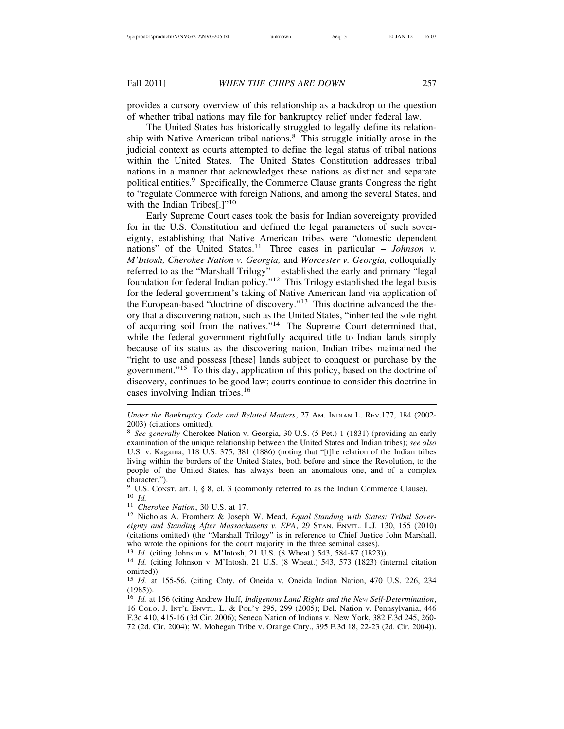provides a cursory overview of this relationship as a backdrop to the question of whether tribal nations may file for bankruptcy relief under federal law.

The United States has historically struggled to legally define its relationship with Native American tribal nations.[8] This struggle initially arose in the judicial context as courts attempted to define the legal status of tribal nations within the United States. The United States Constitution addresses tribal nations in a manner that acknowledges these nations as distinct and separate political entities.[9] Specifically, the Commerce Clause grants Congress the right to "regulate Commerce with foreign Nations, and among the several States, and with the Indian Tribes[.]"[10]

Early Supreme Court cases took the basis for Indian sovereignty provided for in the U.S. Constitution and defined the legal parameters of such sovereignty, establishing that Native American tribes were "domestic dependent nations" of the United States.[11] Three cases in particular – *Johnson v. M'Intosh, Cherokee Nation v. Georgia,* and *Worcester v. Georgia,* colloquially referred to as the "Marshall Trilogy" – established the early and primary "legal foundation for federal Indian policy."[12] This Trilogy established the legal basis for the federal government's taking of Native American land via application of the European-based "doctrine of discovery."[13] This doctrine advanced the theory that a discovering nation, such as the United States, "inherited the sole right of acquiring soil from the natives."[14] The Supreme Court determined that, while the federal government rightfully acquired title to Indian lands simply because of its status as the discovering nation, Indian tribes maintained the "right to use and possess [these] lands subject to conquest or purchase by the government."[15] To this day, application of this policy, based on the doctrine of discovery, continues to be good law; courts continue to consider this doctrine in cases involving Indian tribes.[16]

---

*Under the Bankruptcy Code and Related Matters*, 27 AM. INDIAN L. REV.177, 184 (2002-2003) (citations omitted).

[8] *See generally* Cherokee Nation v. Georgia, 30 U.S. (5 Pet.) 1 (1831) (providing an early examination of the unique relationship between the United States and Indian tribes); *see also* U.S. v. Kagama, 118 U.S. 375, 381 (1886) (noting that "[t]he relation of the Indian tribes living within the borders of the United States, both before and since the Revolution, to the people of the United States, has always been an anomalous one, and of a complex character.").

[9] U.S. CONST. art. I, § 8, cl. 3 (commonly referred to as the Indian Commerce Clause).

[10] *Id.*

[11] *Cherokee Nation*, 30 U.S. at 17.

[12] Nicholas A. Fromherz & Joseph W. Mead, *Equal Standing with States: Tribal Sovereignty and Standing After Massachusetts v. EPA*, 29 STAN. ENVTL. L.J. 130, 155 (2010) (citations omitted) (the "Marshall Trilogy" is in reference to Chief Justice John Marshall, who wrote the opinions for the court majority in the three seminal cases).

[13] *Id.* (citing Johnson v. M'Intosh, 21 U.S. (8 Wheat.) 543, 584-87 (1823)).

[14] *Id.* (citing Johnson v. M'Intosh, 21 U.S. (8 Wheat.) 543, 573 (1823) (internal citation omitted)).

[15] *Id.* at 155-56. (citing Cnty. of Oneida v. Oneida Indian Nation, 470 U.S. 226, 234 (1985)).

[16] *Id.* at 156 (citing Andrew Huff, *Indigenous Land Rights and the New Self-Determination*, 16 COLO. J. INT'L ENVTL. L. & POL'Y 295, 299 (2005); Del. Nation v. Pennsylvania, 446 F.3d 410, 415-16 (3d Cir. 2006); Seneca Nation of Indians v. New York, 382 F.3d 245, 260-72 (2d. Cir. 2004); W. Mohegan Tribe v. Orange Cnty., 395 F.3d 18, 22-23 (2d. Cir. 2004)).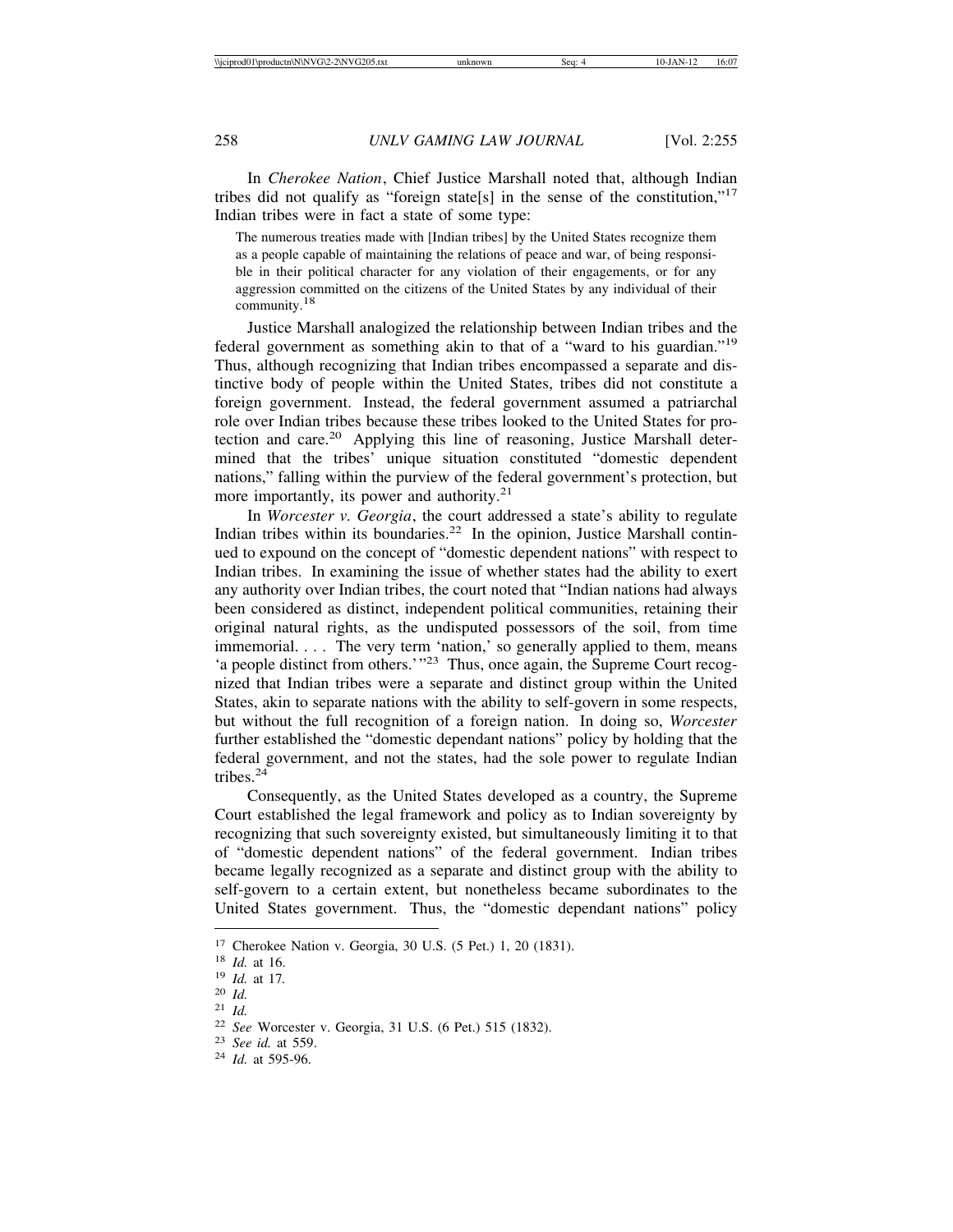In *Cherokee Nation*, Chief Justice Marshall noted that, although Indian tribes did not qualify as "foreign state[s] in the sense of the constitution,"[17] Indian tribes were in fact a state of some type:

> The numerous treaties made with [Indian tribes] by the United States recognize them as a people capable of maintaining the relations of peace and war, of being responsible in their political character for any violation of their engagements, or for any aggression committed on the citizens of the United States by any individual of their community.[18]

Justice Marshall analogized the relationship between Indian tribes and the federal government as something akin to that of a "ward to his guardian."[19] Thus, although recognizing that Indian tribes encompassed a separate and distinctive body of people within the United States, tribes did not constitute a foreign government. Instead, the federal government assumed a patriarchal role over Indian tribes because these tribes looked to the United States for protection and care.[20] Applying this line of reasoning, Justice Marshall determined that the tribes' unique situation constituted "domestic dependent nations," falling within the purview of the federal government's protection, but more importantly, its power and authority.[21]

In *Worcester v. Georgia*, the court addressed a state's ability to regulate Indian tribes within its boundaries.[22] In the opinion, Justice Marshall continued to expound on the concept of "domestic dependent nations" with respect to Indian tribes. In examining the issue of whether states had the ability to exert any authority over Indian tribes, the court noted that "Indian nations had always been considered as distinct, independent political communities, retaining their original natural rights, as the undisputed possessors of the soil, from time immemorial. . . . The very term 'nation,' so generally applied to them, means 'a people distinct from others.'"[23] Thus, once again, the Supreme Court recognized that Indian tribes were a separate and distinct group within the United States, akin to separate nations with the ability to self-govern in some respects, but without the full recognition of a foreign nation. In doing so, *Worcester* further established the "domestic dependant nations" policy by holding that the federal government, and not the states, had the sole power to regulate Indian tribes.[24]

Consequently, as the United States developed as a country, the Supreme Court established the legal framework and policy as to Indian sovereignty by recognizing that such sovereignty existed, but simultaneously limiting it to that of "domestic dependent nations" of the federal government. Indian tribes became legally recognized as a separate and distinct group with the ability to self-govern to a certain extent, but nonetheless became subordinates to the United States government. Thus, the "domestic dependant nations" policy

---

[17] Cherokee Nation v. Georgia, 30 U.S. (5 Pet.) 1, 20 (1831).

[18] *Id.* at 16.

[19] *Id.* at 17.

[20] *Id.*

[21] *Id.*

[22] *See* Worcester v. Georgia, 31 U.S. (6 Pet.) 515 (1832).

[23] *See id.* at 559.

[24] *Id.* at 595-96.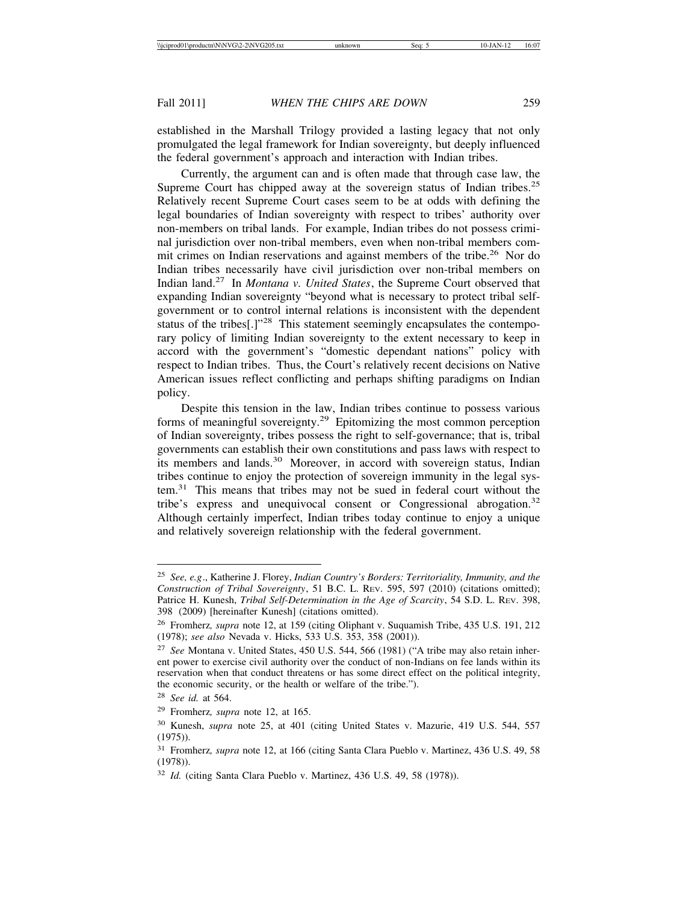established in the Marshall Trilogy provided a lasting legacy that not only promulgated the legal framework for Indian sovereignty, but deeply influenced the federal government's approach and interaction with Indian tribes.

Currently, the argument can and is often made that through case law, the Supreme Court has chipped away at the sovereign status of Indian tribes.[25] Relatively recent Supreme Court cases seem to be at odds with defining the legal boundaries of Indian sovereignty with respect to tribes' authority over non-members on tribal lands. For example, Indian tribes do not possess criminal jurisdiction over non-tribal members, even when non-tribal members commit crimes on Indian reservations and against members of the tribe.[26] Nor do Indian tribes necessarily have civil jurisdiction over non-tribal members on Indian land.[27] In *Montana v. United States*, the Supreme Court observed that expanding Indian sovereignty "beyond what is necessary to protect tribal self-government or to control internal relations is inconsistent with the dependent status of the tribes[.]"[28] This statement seemingly encapsulates the contemporary policy of limiting Indian sovereignty to the extent necessary to keep in accord with the government's "domestic dependant nations" policy with respect to Indian tribes. Thus, the Court's relatively recent decisions on Native American issues reflect conflicting and perhaps shifting paradigms on Indian policy.

Despite this tension in the law, Indian tribes continue to possess various forms of meaningful sovereignty.[29] Epitomizing the most common perception of Indian sovereignty, tribes possess the right to self-governance; that is, tribal governments can establish their own constitutions and pass laws with respect to its members and lands.[30] Moreover, in accord with sovereign status, Indian tribes continue to enjoy the protection of sovereign immunity in the legal system.[31] This means that tribes may not be sued in federal court without the tribe's express and unequivocal consent or Congressional abrogation.[32] Although certainly imperfect, Indian tribes today continue to enjoy a unique and relatively sovereign relationship with the federal government.

---

[25] *See, e.g*., Katherine J. Florey, *Indian Country's Borders: Territoriality, Immunity, and the Construction of Tribal Sovereignty*, 51 B.C. L. REV. 595, 597 (2010) (citations omitted); Patrice H. Kunesh, *Tribal Self-Determination in the Age of Scarcity*, 54 S.D. L. REV. 398, 398 (2009) [hereinafter Kunesh] (citations omitted).

[26] Fromherz*, supra* note 12, at 159 (citing Oliphant v. Suquamish Tribe, 435 U.S. 191, 212 (1978); *see also* Nevada v. Hicks, 533 U.S. 353, 358 (2001)).

[27] *See* Montana v. United States, 450 U.S. 544, 566 (1981) ("A tribe may also retain inherent power to exercise civil authority over the conduct of non-Indians on fee lands within its reservation when that conduct threatens or has some direct effect on the political integrity, the economic security, or the health or welfare of the tribe.").

[28] *See id.* at 564.

[29] Fromherz*, supra* note 12, at 165.

[30] Kunesh, *supra* note 25, at 401 (citing United States v. Mazurie, 419 U.S. 544, 557 (1975)).

[31] Fromherz*, supra* note 12, at 166 (citing Santa Clara Pueblo v. Martinez, 436 U.S. 49, 58 (1978)).

[32] *Id.* (citing Santa Clara Pueblo v. Martinez, 436 U.S. 49, 58 (1978)).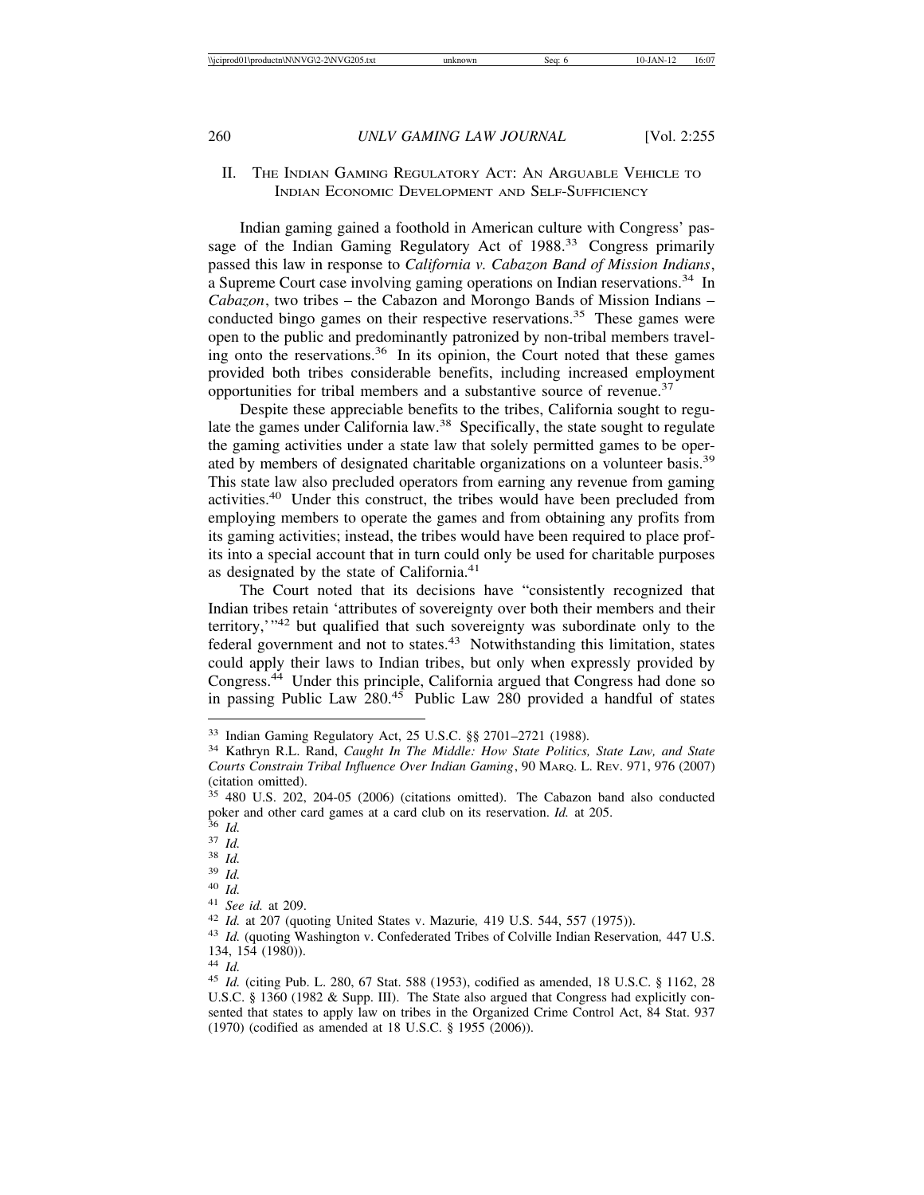## II. The Indian Gaming Regulatory Act: An Arguable Vehicle to Indian Economic Development and Self-Sufficiency

Indian gaming gained a foothold in American culture with Congress' passage of the Indian Gaming Regulatory Act of 1988.[33] Congress primarily passed this law in response to *California v. Cabazon Band of Mission Indians*, a Supreme Court case involving gaming operations on Indian reservations.[34] In *Cabazon*, two tribes – the Cabazon and Morongo Bands of Mission Indians – conducted bingo games on their respective reservations.[35] These games were open to the public and predominantly patronized by non-tribal members traveling onto the reservations.[36] In its opinion, the Court noted that these games provided both tribes considerable benefits, including increased employment opportunities for tribal members and a substantive source of revenue.[37]

Despite these appreciable benefits to the tribes, California sought to regulate the games under California law.[38] Specifically, the state sought to regulate the gaming activities under a state law that solely permitted games to be operated by members of designated charitable organizations on a volunteer basis.[39] This state law also precluded operators from earning any revenue from gaming activities.[40] Under this construct, the tribes would have been precluded from employing members to operate the games and from obtaining any profits from its gaming activities; instead, the tribes would have been required to place profits into a special account that in turn could only be used for charitable purposes as designated by the state of California.[41]

The Court noted that its decisions have "consistently recognized that Indian tribes retain 'attributes of sovereignty over both their members and their territory,'"[42] but qualified that such sovereignty was subordinate only to the federal government and not to states.[43] Notwithstanding this limitation, states could apply their laws to Indian tribes, but only when expressly provided by Congress.[44] Under this principle, California argued that Congress had done so in passing Public Law 280.[45] Public Law 280 provided a handful of states

---

[33] Indian Gaming Regulatory Act, 25 U.S.C. §§ 2701–2721 (1988).

[34] Kathryn R.L. Rand, *Caught In The Middle: How State Politics, State Law, and State Courts Constrain Tribal Influence Over Indian Gaming*, 90 Marq. L. Rev. 971, 976 (2007) (citation omitted).

[35] 480 U.S. 202, 204-05 (2006) (citations omitted). The Cabazon band also conducted poker and other card games at a card club on its reservation. *Id.* at 205.

[36] *Id.*

[37] *Id.*

[38] *Id.*

[39] *Id.*

[40] *Id.*

[41] *See id.* at 209.

[42] *Id.* at 207 (quoting United States v. Mazurie*,* 419 U.S. 544, 557 (1975)).

[43] *Id.* (quoting Washington v. Confederated Tribes of Colville Indian Reservation*,* 447 U.S. 134, 154 (1980)).

[44] *Id.*

[45] *Id.* (citing Pub. L. 280, 67 Stat. 588 (1953), codified as amended, 18 U.S.C. § 1162, 28 U.S.C. § 1360 (1982 & Supp. III). The State also argued that Congress had explicitly consented that states to apply law on tribes in the Organized Crime Control Act, 84 Stat. 937 (1970) (codified as amended at 18 U.S.C. § 1955 (2006)).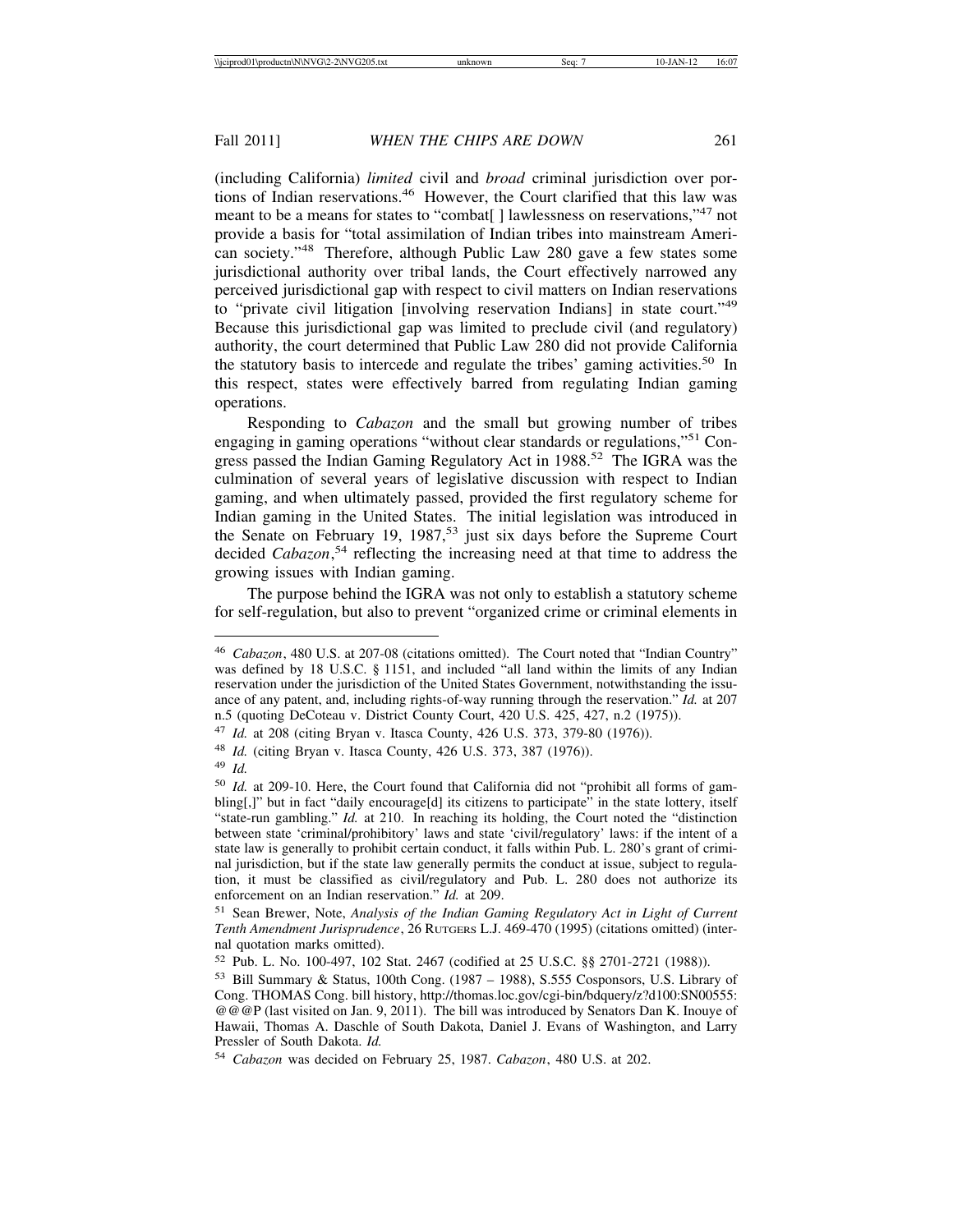(including California) *limited* civil and *broad* criminal jurisdiction over portions of Indian reservations.[46] However, the Court clarified that this law was meant to be a means for states to "combat[ ] lawlessness on reservations,"[47] not provide a basis for "total assimilation of Indian tribes into mainstream American society."[48] Therefore, although Public Law 280 gave a few states some jurisdictional authority over tribal lands, the Court effectively narrowed any perceived jurisdictional gap with respect to civil matters on Indian reservations to "private civil litigation [involving reservation Indians] in state court."[49] Because this jurisdictional gap was limited to preclude civil (and regulatory) authority, the court determined that Public Law 280 did not provide California the statutory basis to intercede and regulate the tribes' gaming activities.[50] In this respect, states were effectively barred from regulating Indian gaming operations.

Responding to *Cabazon* and the small but growing number of tribes engaging in gaming operations "without clear standards or regulations,"[51] Congress passed the Indian Gaming Regulatory Act in 1988.[52] The IGRA was the culmination of several years of legislative discussion with respect to Indian gaming, and when ultimately passed, provided the first regulatory scheme for Indian gaming in the United States. The initial legislation was introduced in the Senate on February 19, 1987,[53] just six days before the Supreme Court decided *Cabazon*,[54] reflecting the increasing need at that time to address the growing issues with Indian gaming.

The purpose behind the IGRA was not only to establish a statutory scheme for self-regulation, but also to prevent "organized crime or criminal elements in

---

[46] *Cabazon*, 480 U.S. at 207-08 (citations omitted). The Court noted that "Indian Country" was defined by 18 U.S.C. § 1151, and included "all land within the limits of any Indian reservation under the jurisdiction of the United States Government, notwithstanding the issuance of any patent, and, including rights-of-way running through the reservation." *Id.* at 207 n.5 (quoting DeCoteau v. District County Court, 420 U.S. 425, 427, n.2 (1975)).

[47] *Id.* at 208 (citing Bryan v. Itasca County, 426 U.S. 373, 379-80 (1976)).

[48] *Id.* (citing Bryan v. Itasca County, 426 U.S. 373, 387 (1976)).

[49] *Id.*

[50] *Id.* at 209-10. Here, the Court found that California did not "prohibit all forms of gambling[,]" but in fact "daily encourage[d] its citizens to participate" in the state lottery, itself "state-run gambling." *Id.* at 210. In reaching its holding, the Court noted the "distinction between state 'criminal/prohibitory' laws and state 'civil/regulatory' laws: if the intent of a state law is generally to prohibit certain conduct, it falls within Pub. L. 280's grant of criminal jurisdiction, but if the state law generally permits the conduct at issue, subject to regulation, it must be classified as civil/regulatory and Pub. L. 280 does not authorize its enforcement on an Indian reservation." *Id.* at 209.

[51] Sean Brewer, Note, *Analysis of the Indian Gaming Regulatory Act in Light of Current Tenth Amendment Jurisprudence*, 26 RUTGERS L.J. 469-470 (1995) (citations omitted) (internal quotation marks omitted).

[52] Pub. L. No. 100-497, 102 Stat. 2467 (codified at 25 U.S.C. §§ 2701-2721 (1988)).

[53] Bill Summary & Status, 100th Cong. (1987 – 1988), S.555 Cosponsors, U.S. Library of Cong. THOMAS Cong. bill history, http://thomas.loc.gov/cgi-bin/bdquery/z?d100:SN00555:@@@P (last visited on Jan. 9, 2011). The bill was introduced by Senators Dan K. Inouye of Hawaii, Thomas A. Daschle of South Dakota, Daniel J. Evans of Washington, and Larry Pressler of South Dakota. *Id.*

[54] *Cabazon* was decided on February 25, 1987. *Cabazon*, 480 U.S. at 202.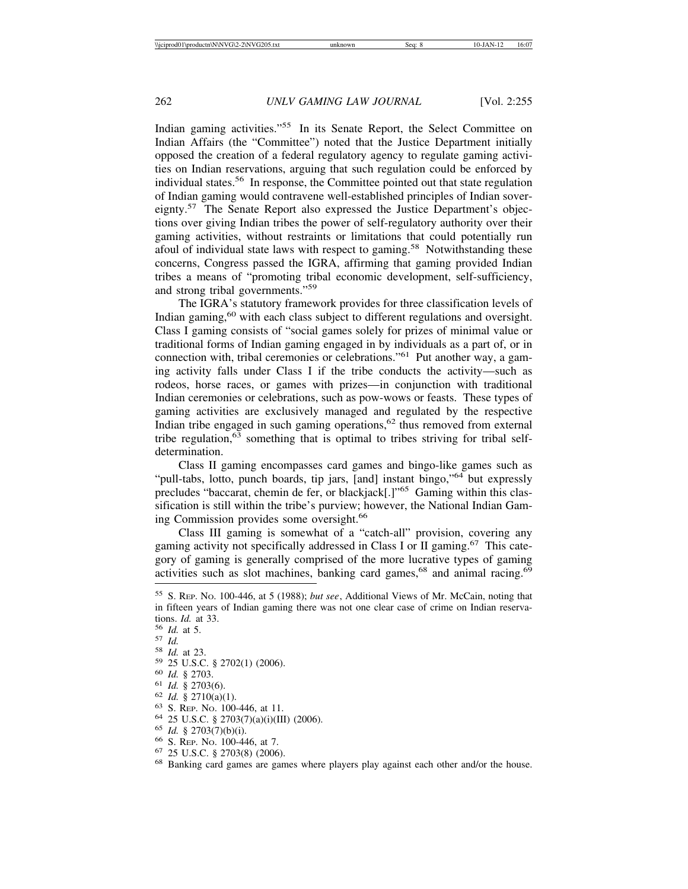Indian gaming activities."[55] In its Senate Report, the Select Committee on Indian Affairs (the "Committee") noted that the Justice Department initially opposed the creation of a federal regulatory agency to regulate gaming activities on Indian reservations, arguing that such regulation could be enforced by individual states.[56] In response, the Committee pointed out that state regulation of Indian gaming would contravene well-established principles of Indian sovereignty.[57] The Senate Report also expressed the Justice Department's objections over giving Indian tribes the power of self-regulatory authority over their gaming activities, without restraints or limitations that could potentially run afoul of individual state laws with respect to gaming.[58] Notwithstanding these concerns, Congress passed the IGRA, affirming that gaming provided Indian tribes a means of "promoting tribal economic development, self-sufficiency, and strong tribal governments."[59]

The IGRA's statutory framework provides for three classification levels of Indian gaming,[60] with each class subject to different regulations and oversight. Class I gaming consists of "social games solely for prizes of minimal value or traditional forms of Indian gaming engaged in by individuals as a part of, or in connection with, tribal ceremonies or celebrations."[61] Put another way, a gaming activity falls under Class I if the tribe conducts the activity—such as rodeos, horse races, or games with prizes—in conjunction with traditional Indian ceremonies or celebrations, such as pow-wows or feasts. These types of gaming activities are exclusively managed and regulated by the respective Indian tribe engaged in such gaming operations,[62] thus removed from external tribe regulation,[63] something that is optimal to tribes striving for tribal self-determination.

Class II gaming encompasses card games and bingo-like games such as "pull-tabs, lotto, punch boards, tip jars, [and] instant bingo,"[64] but expressly precludes "baccarat, chemin de fer, or blackjack[.]"[65] Gaming within this classification is still within the tribe's purview; however, the National Indian Gaming Commission provides some oversight.[66]

Class III gaming is somewhat of a "catch-all" provision, covering any gaming activity not specifically addressed in Class I or II gaming.[67] This category of gaming is generally comprised of the more lucrative types of gaming activities such as slot machines, banking card games,[68] and animal racing.[69]

---

[55] S. Rep. No. 100-446, at 5 (1988); *but see*, Additional Views of Mr. McCain, noting that in fifteen years of Indian gaming there was not one clear case of crime on Indian reservations. *Id.* at 33.

[56] *Id.* at 5.

[57] *Id.*

[58] *Id.* at 23.

[59] 25 U.S.C. § 2702(1) (2006).

[60] *Id.* § 2703.

[61] *Id.* § 2703(6).

[62] *Id.* § 2710(a)(1).

[63] S. Rep. No. 100-446, at 11.

[64] 25 U.S.C. § 2703(7)(a)(i)(III) (2006).

[65] *Id.* § 2703(7)(b)(i).

[66] S. Rep. No. 100-446, at 7.

[67] 25 U.S.C. § 2703(8) (2006).

[68] Banking card games are games where players play against each other and/or the house.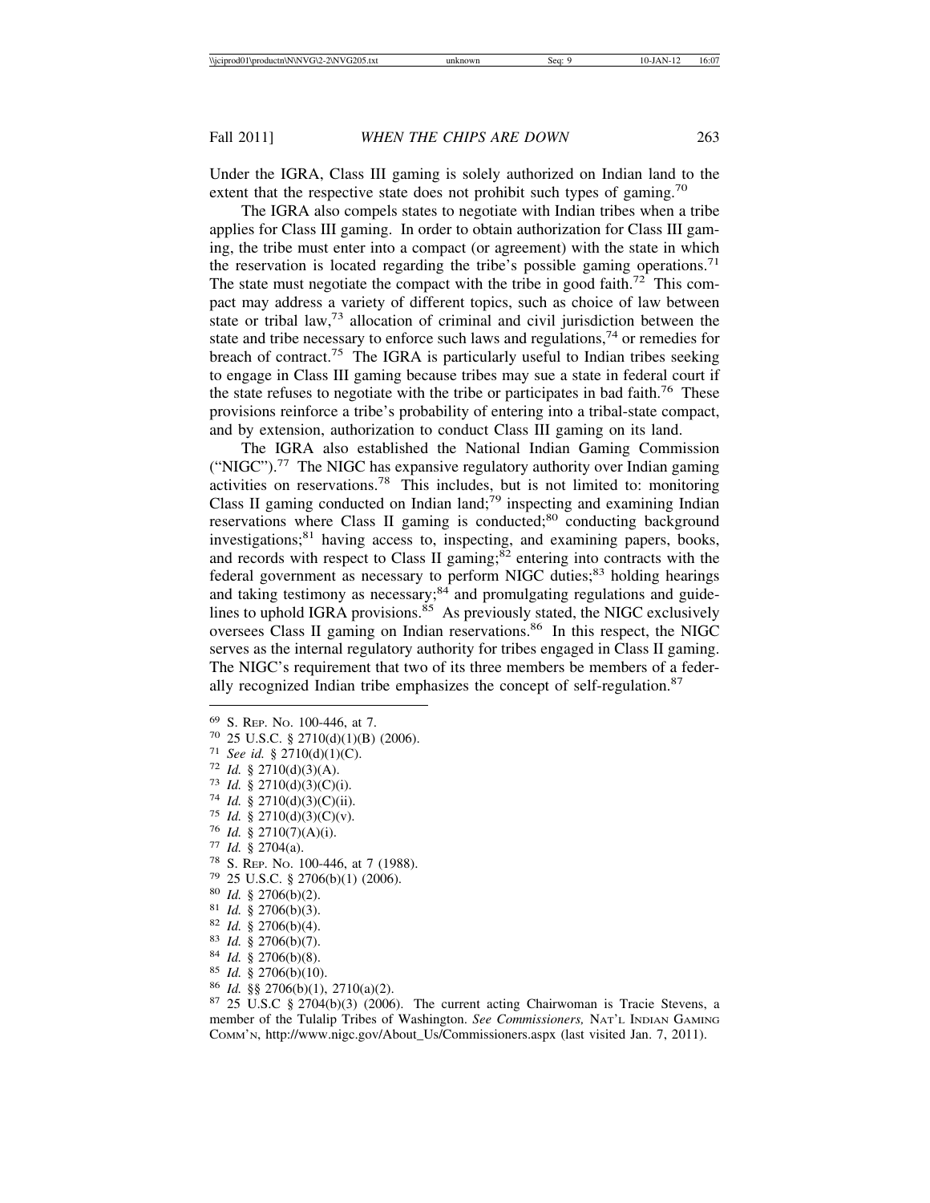Under the IGRA, Class III gaming is solely authorized on Indian land to the extent that the respective state does not prohibit such types of gaming.[70]

The IGRA also compels states to negotiate with Indian tribes when a tribe applies for Class III gaming. In order to obtain authorization for Class III gaming, the tribe must enter into a compact (or agreement) with the state in which the reservation is located regarding the tribe's possible gaming operations.[71] The state must negotiate the compact with the tribe in good faith.[72] This compact may address a variety of different topics, such as choice of law between state or tribal law,[73] allocation of criminal and civil jurisdiction between the state and tribe necessary to enforce such laws and regulations,[74] or remedies for breach of contract.[75] The IGRA is particularly useful to Indian tribes seeking to engage in Class III gaming because tribes may sue a state in federal court if the state refuses to negotiate with the tribe or participates in bad faith.[76] These provisions reinforce a tribe's probability of entering into a tribal-state compact, and by extension, authorization to conduct Class III gaming on its land.

The IGRA also established the National Indian Gaming Commission ("NIGC").[77] The NIGC has expansive regulatory authority over Indian gaming activities on reservations.[78] This includes, but is not limited to: monitoring Class II gaming conducted on Indian land;[79] inspecting and examining Indian reservations where Class II gaming is conducted;[80] conducting background investigations;[81] having access to, inspecting, and examining papers, books, and records with respect to Class II gaming;[82] entering into contracts with the federal government as necessary to perform NIGC duties;[83] holding hearings and taking testimony as necessary;[84] and promulgating regulations and guidelines to uphold IGRA provisions.[85] As previously stated, the NIGC exclusively oversees Class II gaming on Indian reservations.[86] In this respect, the NIGC serves as the internal regulatory authority for tribes engaged in Class II gaming. The NIGC's requirement that two of its three members be members of a federally recognized Indian tribe emphasizes the concept of self-regulation.[87]

---

[69] S. REP. NO. 100-446, at 7.
[70] 25 U.S.C. § 2710(d)(1)(B) (2006).
[71] *See id.* § 2710(d)(1)(C).
[72] *Id.* § 2710(d)(3)(A).
[73] *Id.* § 2710(d)(3)(C)(i).
[74] *Id.* § 2710(d)(3)(C)(ii).
[75] *Id.* § 2710(d)(3)(C)(v).
[76] *Id.* § 2710(7)(A)(i).
[77] *Id.* § 2704(a).
[78] S. REP. NO. 100-446, at 7 (1988).
[79] 25 U.S.C. § 2706(b)(1) (2006).
[80] *Id.* § 2706(b)(2).
[81] *Id.* § 2706(b)(3).
[82] *Id.* § 2706(b)(4).
[83] *Id.* § 2706(b)(7).
[84] *Id.* § 2706(b)(8).
[85] *Id.* § 2706(b)(10).
[86] *Id.* §§ 2706(b)(1), 2710(a)(2).
[87] 25 U.S.C § 2704(b)(3) (2006). The current acting Chairwoman is Tracie Stevens, a member of the Tulalip Tribes of Washington. *See Commissioners,* NAT'L INDIAN GAMING COMM'N, http://www.nigc.gov/About_Us/Commissioners.aspx (last visited Jan. 7, 2011).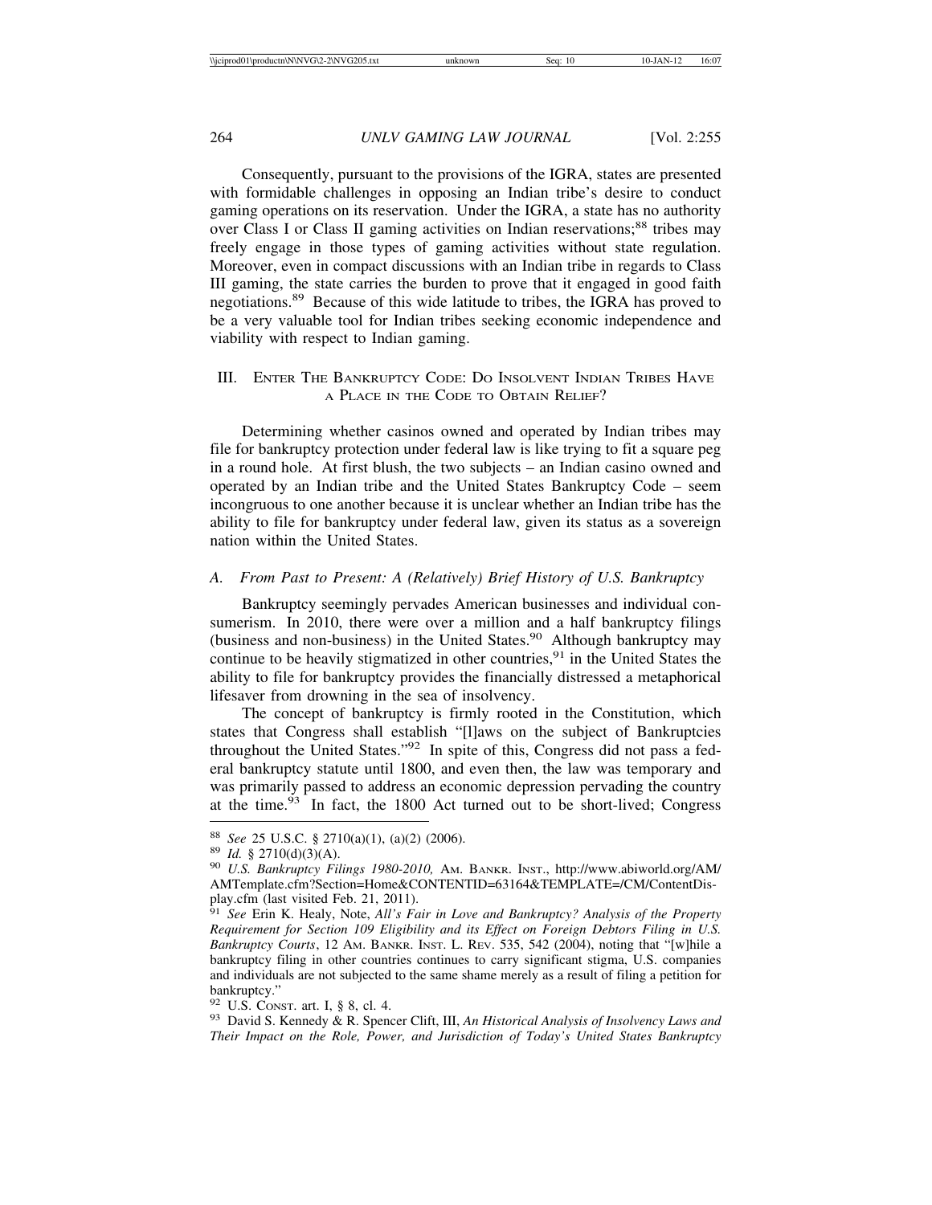Consequently, pursuant to the provisions of the IGRA, states are presented with formidable challenges in opposing an Indian tribe's desire to conduct gaming operations on its reservation. Under the IGRA, a state has no authority over Class I or Class II gaming activities on Indian reservations;[88] tribes may freely engage in those types of gaming activities without state regulation. Moreover, even in compact discussions with an Indian tribe in regards to Class III gaming, the state carries the burden to prove that it engaged in good faith negotiations.[89] Because of this wide latitude to tribes, the IGRA has proved to be a very valuable tool for Indian tribes seeking economic independence and viability with respect to Indian gaming.

## III. Enter The Bankruptcy Code: Do Insolvent Indian Tribes Have a Place in the Code to Obtain Relief?

Determining whether casinos owned and operated by Indian tribes may file for bankruptcy protection under federal law is like trying to fit a square peg in a round hole. At first blush, the two subjects – an Indian casino owned and operated by an Indian tribe and the United States Bankruptcy Code – seem incongruous to one another because it is unclear whether an Indian tribe has the ability to file for bankruptcy under federal law, given its status as a sovereign nation within the United States.

### *A. From Past to Present: A (Relatively) Brief History of U.S. Bankruptcy*

Bankruptcy seemingly pervades American businesses and individual consumerism. In 2010, there were over a million and a half bankruptcy filings (business and non-business) in the United States.[90] Although bankruptcy may continue to be heavily stigmatized in other countries,[91] in the United States the ability to file for bankruptcy provides the financially distressed a metaphorical lifesaver from drowning in the sea of insolvency.

The concept of bankruptcy is firmly rooted in the Constitution, which states that Congress shall establish "[l]aws on the subject of Bankruptcies throughout the United States."[92] In spite of this, Congress did not pass a federal bankruptcy statute until 1800, and even then, the law was temporary and was primarily passed to address an economic depression pervading the country at the time.[93] In fact, the 1800 Act turned out to be short-lived; Congress

---

[88] *See* 25 U.S.C. § 2710(a)(1), (a)(2) (2006).

[89] *Id.* § 2710(d)(3)(A).

[90] *U.S. Bankruptcy Filings 1980-2010,* Am. Bankr. Inst., http://www.abiworld.org/AM/AMTemplate.cfm?Section=Home&CONTENTID=63164&TEMPLATE=/CM/ContentDisplay.cfm (last visited Feb. 21, 2011).

[91] *See* Erin K. Healy, Note, *All's Fair in Love and Bankruptcy? Analysis of the Property Requirement for Section 109 Eligibility and its Effect on Foreign Debtors Filing in U.S. Bankruptcy Courts*, 12 Am. Bankr. Inst. L. Rev. 535, 542 (2004), noting that "[w]hile a bankruptcy filing in other countries continues to carry significant stigma, U.S. companies and individuals are not subjected to the same shame merely as a result of filing a petition for bankruptcy."

[92] U.S. Const. art. I, § 8, cl. 4.

[93] David S. Kennedy & R. Spencer Clift, III, *An Historical Analysis of Insolvency Laws and Their Impact on the Role, Power, and Jurisdiction of Today's United States Bankruptcy*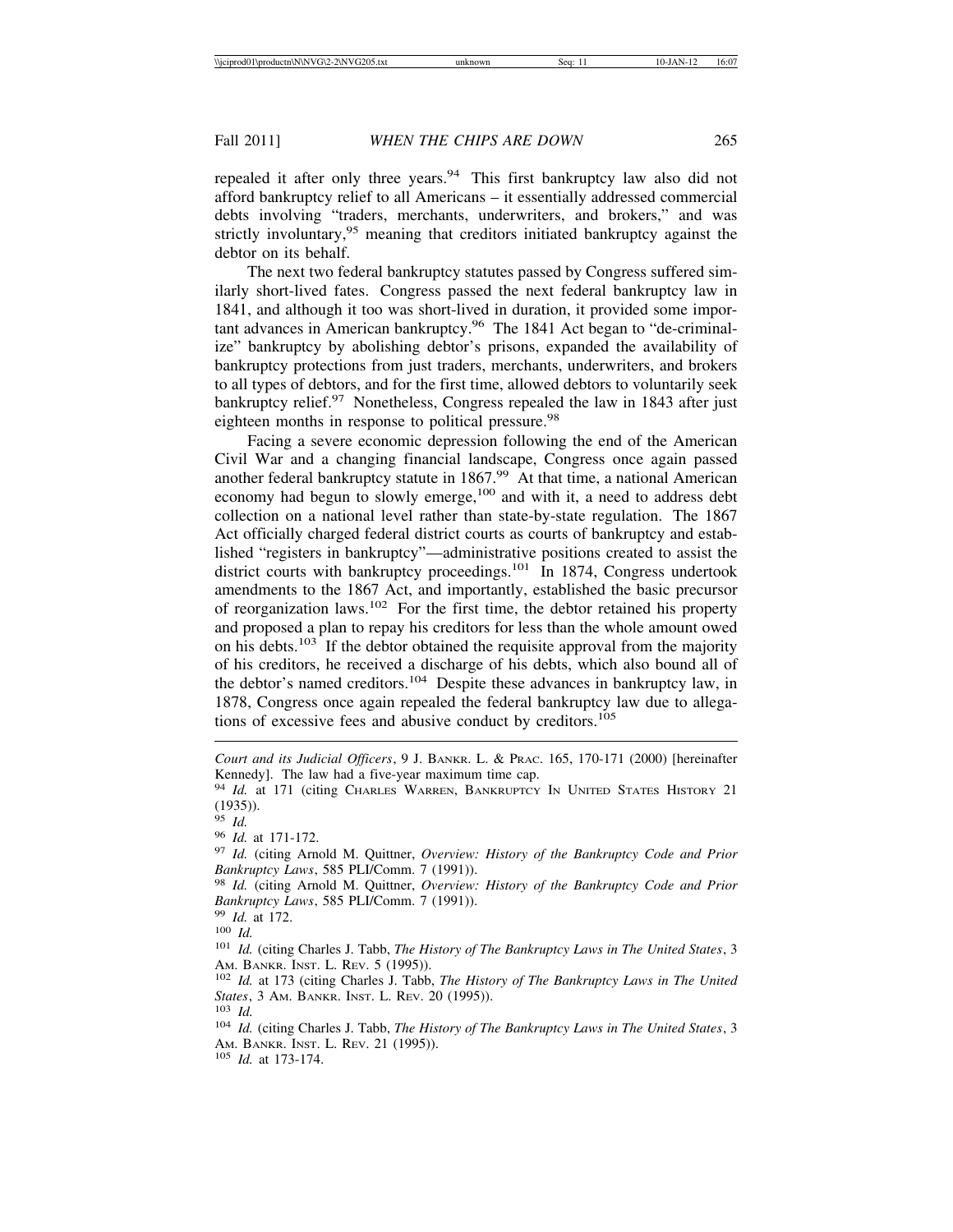repealed it after only three years.[94] This first bankruptcy law also did not afford bankruptcy relief to all Americans – it essentially addressed commercial debts involving "traders, merchants, underwriters, and brokers," and was strictly involuntary,[95] meaning that creditors initiated bankruptcy against the debtor on its behalf.

The next two federal bankruptcy statutes passed by Congress suffered similarly short-lived fates. Congress passed the next federal bankruptcy law in 1841, and although it too was short-lived in duration, it provided some important advances in American bankruptcy.[96] The 1841 Act began to "de-criminalize" bankruptcy by abolishing debtor's prisons, expanded the availability of bankruptcy protections from just traders, merchants, underwriters, and brokers to all types of debtors, and for the first time, allowed debtors to voluntarily seek bankruptcy relief.[97] Nonetheless, Congress repealed the law in 1843 after just eighteen months in response to political pressure.[98]

Facing a severe economic depression following the end of the American Civil War and a changing financial landscape, Congress once again passed another federal bankruptcy statute in 1867.[99] At that time, a national American economy had begun to slowly emerge,[100] and with it, a need to address debt collection on a national level rather than state-by-state regulation. The 1867 Act officially charged federal district courts as courts of bankruptcy and established "registers in bankruptcy"—administrative positions created to assist the district courts with bankruptcy proceedings.[101] In 1874, Congress undertook amendments to the 1867 Act, and importantly, established the basic precursor of reorganization laws.[102] For the first time, the debtor retained his property and proposed a plan to repay his creditors for less than the whole amount owed on his debts.[103] If the debtor obtained the requisite approval from the majority of his creditors, he received a discharge of his debts, which also bound all of the debtor's named creditors.[104] Despite these advances in bankruptcy law, in 1878, Congress once again repealed the federal bankruptcy law due to allegations of excessive fees and abusive conduct by creditors.[105]

---

*Court and its Judicial Officers*, 9 J. BANKR. L. & PRAC. 165, 170-171 (2000) [hereinafter Kennedy]. The law had a five-year maximum time cap.

[94] *Id.* at 171 (citing CHARLES WARREN, BANKRUPTCY IN UNITED STATES HISTORY 21 (1935)).

[95] *Id.*

[96] *Id.* at 171-172.

[97] *Id.* (citing Arnold M. Quittner, *Overview: History of the Bankruptcy Code and Prior Bankruptcy Laws*, 585 PLI/Comm. 7 (1991)).

[98] *Id.* (citing Arnold M. Quittner, *Overview: History of the Bankruptcy Code and Prior Bankruptcy Laws*, 585 PLI/Comm. 7 (1991)).

[99] *Id.* at 172.

[100] *Id.*

[101] *Id.* (citing Charles J. Tabb, *The History of The Bankruptcy Laws in The United States*, 3 AM. BANKR. INST. L. REV. 5 (1995)).

[102] *Id.* at 173 (citing Charles J. Tabb, *The History of The Bankruptcy Laws in The United States*, 3 AM. BANKR. INST. L. REV. 20 (1995)).

[103] *Id.*

[104] *Id.* (citing Charles J. Tabb, *The History of The Bankruptcy Laws in The United States*, 3 AM. BANKR. INST. L. REV. 21 (1995)).

[105] *Id.* at 173-174.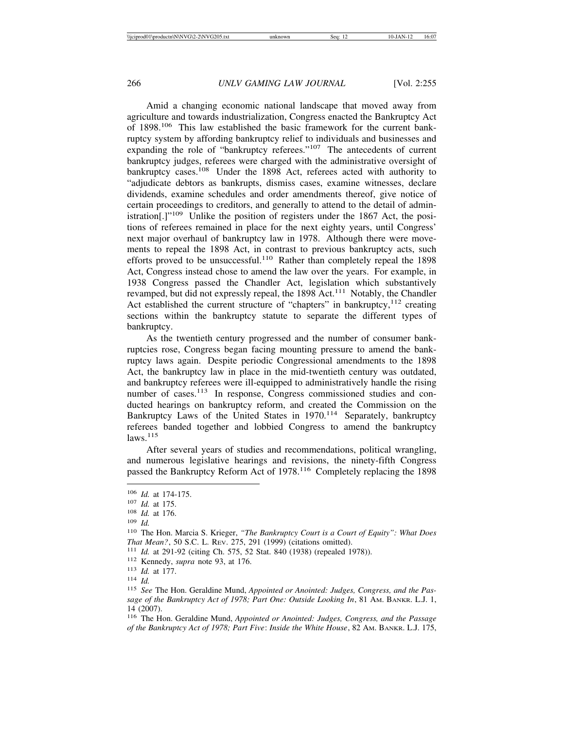Amid a changing economic national landscape that moved away from agriculture and towards industrialization, Congress enacted the Bankruptcy Act of 1898.[106] This law established the basic framework for the current bankruptcy system by affording bankruptcy relief to individuals and businesses and expanding the role of "bankruptcy referees."[107] The antecedents of current bankruptcy judges, referees were charged with the administrative oversight of bankruptcy cases.[108] Under the 1898 Act, referees acted with authority to "adjudicate debtors as bankrupts, dismiss cases, examine witnesses, declare dividends, examine schedules and order amendments thereof, give notice of certain proceedings to creditors, and generally to attend to the detail of administration[.]"[109] Unlike the position of registers under the 1867 Act, the positions of referees remained in place for the next eighty years, until Congress' next major overhaul of bankruptcy law in 1978. Although there were movements to repeal the 1898 Act, in contrast to previous bankruptcy acts, such efforts proved to be unsuccessful.[110] Rather than completely repeal the 1898 Act, Congress instead chose to amend the law over the years. For example, in 1938 Congress passed the Chandler Act, legislation which substantively revamped, but did not expressly repeal, the 1898 Act.[111] Notably, the Chandler Act established the current structure of "chapters" in bankruptcy,[112] creating sections within the bankruptcy statute to separate the different types of bankruptcy.

As the twentieth century progressed and the number of consumer bankruptcies rose, Congress began facing mounting pressure to amend the bankruptcy laws again. Despite periodic Congressional amendments to the 1898 Act, the bankruptcy law in place in the mid-twentieth century was outdated, and bankruptcy referees were ill-equipped to administratively handle the rising number of cases.[113] In response, Congress commissioned studies and conducted hearings on bankruptcy reform, and created the Commission on the Bankruptcy Laws of the United States in 1970.[114] Separately, bankruptcy referees banded together and lobbied Congress to amend the bankruptcy laws.[115]

After several years of studies and recommendations, political wrangling, and numerous legislative hearings and revisions, the ninety-fifth Congress passed the Bankruptcy Reform Act of 1978.[116] Completely replacing the 1898

---

[106] *Id.* at 174-175.

[107] *Id.* at 175.

[108] *Id.* at 176.

[109] *Id.*

[110] The Hon. Marcia S. Krieger, *"The Bankruptcy Court is a Court of Equity": What Does That Mean?*, 50 S.C. L. Rev. 275, 291 (1999) (citations omitted).

[111] *Id.* at 291-92 (citing Ch. 575, 52 Stat. 840 (1938) (repealed 1978)).

[112] Kennedy, *supra* note 93, at 176.

[113] *Id.* at 177.

[114] *Id.*

[115] *See* The Hon. Geraldine Mund, *Appointed or Anointed: Judges, Congress, and the Passage of the Bankruptcy Act of 1978; Part One: Outside Looking In*, 81 Am. Bankr. L.J. 1, 14 (2007).

[116] The Hon. Geraldine Mund, *Appointed or Anointed: Judges, Congress, and the Passage of the Bankruptcy Act of 1978; Part Five: Inside the White House*, 82 Am. Bankr. L.J. 175,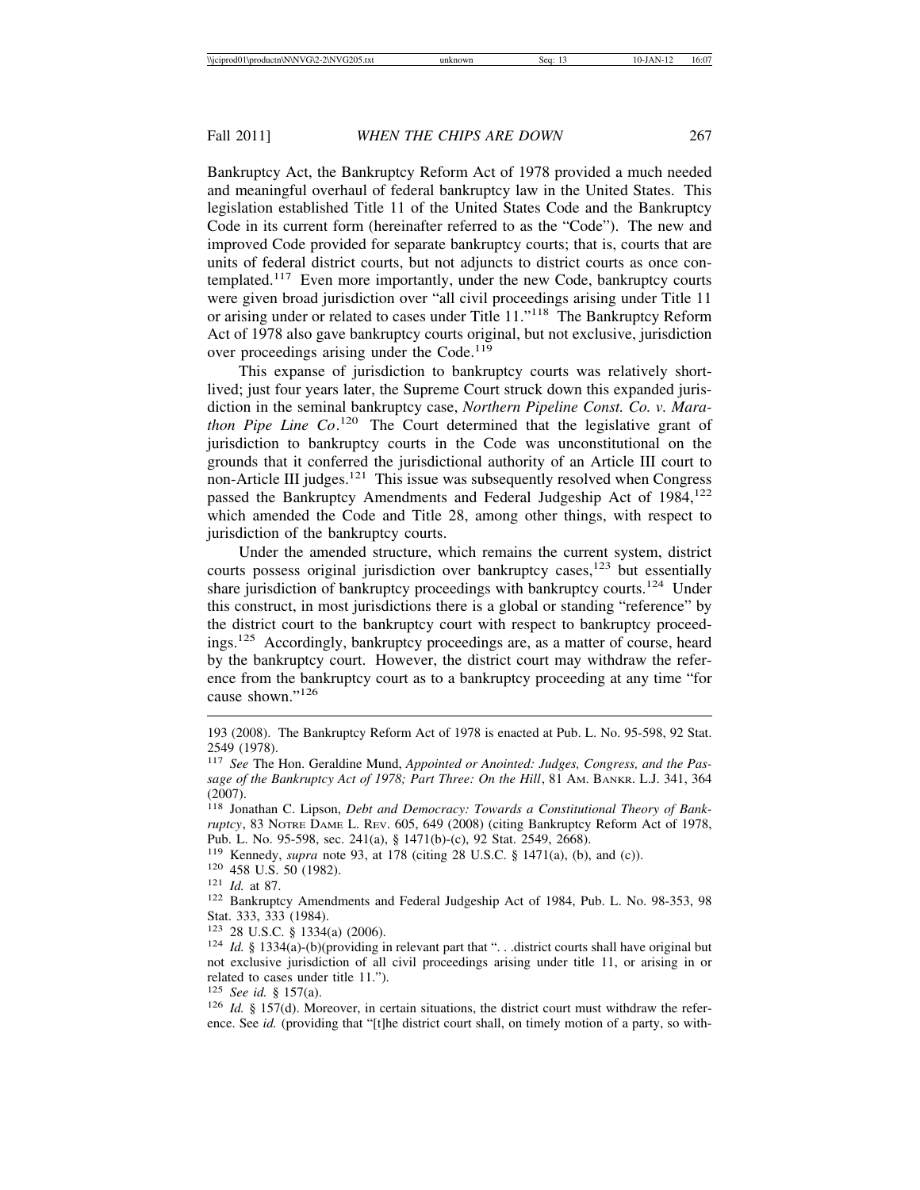Bankruptcy Act, the Bankruptcy Reform Act of 1978 provided a much needed and meaningful overhaul of federal bankruptcy law in the United States. This legislation established Title 11 of the United States Code and the Bankruptcy Code in its current form (hereinafter referred to as the "Code"). The new and improved Code provided for separate bankruptcy courts; that is, courts that are units of federal district courts, but not adjuncts to district courts as once contemplated.[117] Even more importantly, under the new Code, bankruptcy courts were given broad jurisdiction over "all civil proceedings arising under Title 11 or arising under or related to cases under Title 11."[118] The Bankruptcy Reform Act of 1978 also gave bankruptcy courts original, but not exclusive, jurisdiction over proceedings arising under the Code.[119]

This expanse of jurisdiction to bankruptcy courts was relatively short-lived; just four years later, the Supreme Court struck down this expanded jurisdiction in the seminal bankruptcy case, *Northern Pipeline Const. Co. v. Marathon Pipe Line Co*.[120] The Court determined that the legislative grant of jurisdiction to bankruptcy courts in the Code was unconstitutional on the grounds that it conferred the jurisdictional authority of an Article III court to non-Article III judges.[121] This issue was subsequently resolved when Congress passed the Bankruptcy Amendments and Federal Judgeship Act of 1984,[122] which amended the Code and Title 28, among other things, with respect to jurisdiction of the bankruptcy courts.

Under the amended structure, which remains the current system, district courts possess original jurisdiction over bankruptcy cases,[123] but essentially share jurisdiction of bankruptcy proceedings with bankruptcy courts.[124] Under this construct, in most jurisdictions there is a global or standing "reference" by the district court to the bankruptcy court with respect to bankruptcy proceedings.[125] Accordingly, bankruptcy proceedings are, as a matter of course, heard by the bankruptcy court. However, the district court may withdraw the reference from the bankruptcy court as to a bankruptcy proceeding at any time "for cause shown."[126]

---

193 (2008). The Bankruptcy Reform Act of 1978 is enacted at Pub. L. No. 95-598, 92 Stat. 2549 (1978).

[117] *See* The Hon. Geraldine Mund, *Appointed or Anointed: Judges, Congress, and the Passage of the Bankruptcy Act of 1978; Part Three: On the Hill*, 81 AM. BANKR. L.J. 341, 364 (2007).

[118] Jonathan C. Lipson, *Debt and Democracy: Towards a Constitutional Theory of Bankruptcy*, 83 NOTRE DAME L. REV. 605, 649 (2008) (citing Bankruptcy Reform Act of 1978, Pub. L. No. 95-598, sec. 241(a), § 1471(b)-(c), 92 Stat. 2549, 2668).

[119] Kennedy, *supra* note 93, at 178 (citing 28 U.S.C. § 1471(a), (b), and (c)).

[120] 458 U.S. 50 (1982).

[121] *Id.* at 87.

[122] Bankruptcy Amendments and Federal Judgeship Act of 1984, Pub. L. No. 98-353, 98 Stat. 333, 333 (1984).

[123] 28 U.S.C. § 1334(a) (2006).

[124] *Id.* § 1334(a)-(b)(providing in relevant part that ". . .district courts shall have original but not exclusive jurisdiction of all civil proceedings arising under title 11, or arising in or related to cases under title 11.").

[125] *See id.* § 157(a).

[126] *Id.* § 157(d). Moreover, in certain situations, the district court must withdraw the reference. See *id.* (providing that "[t]he district court shall, on timely motion of a party, so with-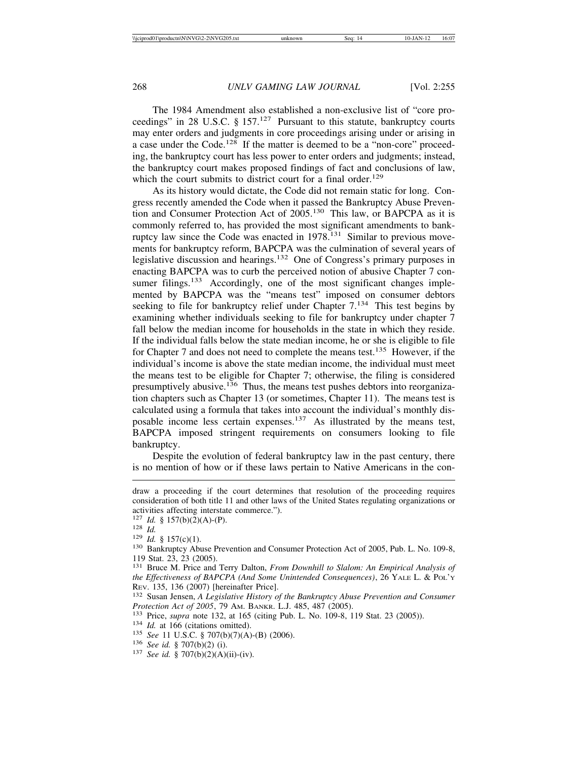The 1984 Amendment also established a non-exclusive list of "core proceedings" in 28 U.S.C. § 157.[127] Pursuant to this statute, bankruptcy courts may enter orders and judgments in core proceedings arising under or arising in a case under the Code.[128] If the matter is deemed to be a "non-core" proceeding, the bankruptcy court has less power to enter orders and judgments; instead, the bankruptcy court makes proposed findings of fact and conclusions of law, which the court submits to district court for a final order.[129]

As its history would dictate, the Code did not remain static for long. Congress recently amended the Code when it passed the Bankruptcy Abuse Prevention and Consumer Protection Act of 2005.[130] This law, or BAPCPA as it is commonly referred to, has provided the most significant amendments to bankruptcy law since the Code was enacted in 1978.[131] Similar to previous movements for bankruptcy reform, BAPCPA was the culmination of several years of legislative discussion and hearings.[132] One of Congress's primary purposes in enacting BAPCPA was to curb the perceived notion of abusive Chapter 7 consumer filings.[133] Accordingly, one of the most significant changes implemented by BAPCPA was the "means test" imposed on consumer debtors seeking to file for bankruptcy relief under Chapter 7.[134] This test begins by examining whether individuals seeking to file for bankruptcy under chapter 7 fall below the median income for households in the state in which they reside. If the individual falls below the state median income, he or she is eligible to file for Chapter 7 and does not need to complete the means test.[135] However, if the individual's income is above the state median income, the individual must meet the means test to be eligible for Chapter 7; otherwise, the filing is considered presumptively abusive.[136] Thus, the means test pushes debtors into reorganization chapters such as Chapter 13 (or sometimes, Chapter 11). The means test is calculated using a formula that takes into account the individual's monthly disposable income less certain expenses.[137] As illustrated by the means test, BAPCPA imposed stringent requirements on consumers looking to file bankruptcy.

Despite the evolution of federal bankruptcy law in the past century, there is no mention of how or if these laws pertain to Native Americans in the con-

---

draw a proceeding if the court determines that resolution of the proceeding requires consideration of both title 11 and other laws of the United States regulating organizations or activities affecting interstate commerce.").

[127] *Id.* § 157(b)(2)(A)-(P).

[128] *Id.*

[129] *Id.* § 157(c)(1).

[130] Bankruptcy Abuse Prevention and Consumer Protection Act of 2005, Pub. L. No. 109-8, 119 Stat. 23, 23 (2005).

[131] Bruce M. Price and Terry Dalton, *From Downhill to Slalom: An Empirical Analysis of the Effectiveness of BAPCPA (And Some Unintended Consequences)*, 26 YALE L. & POL'Y REV. 135, 136 (2007) [hereinafter Price].

[132] Susan Jensen, *A Legislative History of the Bankruptcy Abuse Prevention and Consumer Protection Act of 2005*, 79 AM. BANKR. L.J. 485, 487 (2005).

[133] Price, *supra* note 132, at 165 (citing Pub. L. No. 109-8, 119 Stat. 23 (2005)).

[134] *Id.* at 166 (citations omitted).

[135] *See* 11 U.S.C. § 707(b)(7)(A)-(B) (2006).

[136] *See id.* § 707(b)(2) (i).

[137] *See id.* § 707(b)(2)(A)(ii)-(iv).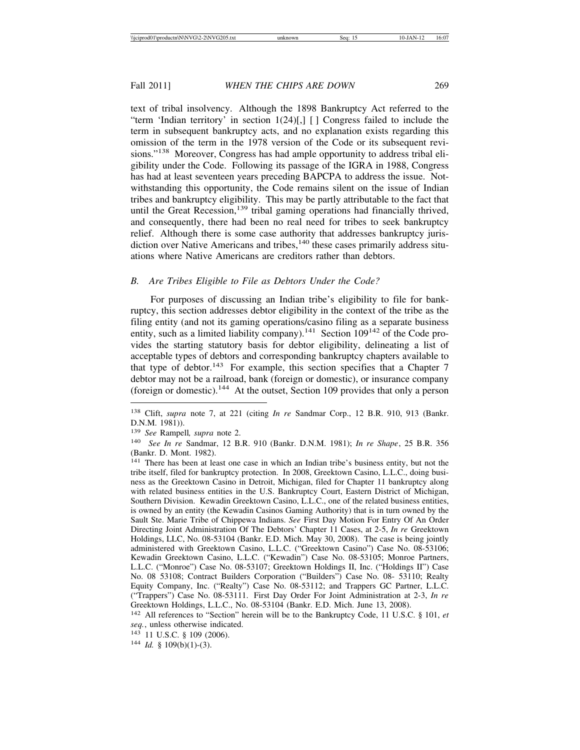text of tribal insolvency. Although the 1898 Bankruptcy Act referred to the "term 'Indian territory' in section 1(24)[,] [ ] Congress failed to include the term in subsequent bankruptcy acts, and no explanation exists regarding this omission of the term in the 1978 version of the Code or its subsequent revisions."[138] Moreover, Congress has had ample opportunity to address tribal eligibility under the Code. Following its passage of the IGRA in 1988, Congress has had at least seventeen years preceding BAPCPA to address the issue. Notwithstanding this opportunity, the Code remains silent on the issue of Indian tribes and bankruptcy eligibility. This may be partly attributable to the fact that until the Great Recession,[139] tribal gaming operations had financially thrived, and consequently, there had been no real need for tribes to seek bankruptcy relief. Although there is some case authority that addresses bankruptcy jurisdiction over Native Americans and tribes,[140] these cases primarily address situations where Native Americans are creditors rather than debtors.

### *B. Are Tribes Eligible to File as Debtors Under the Code?*

For purposes of discussing an Indian tribe's eligibility to file for bankruptcy, this section addresses debtor eligibility in the context of the tribe as the filing entity (and not its gaming operations/casino filing as a separate business entity, such as a limited liability company).[141] Section 109[142] of the Code provides the starting statutory basis for debtor eligibility, delineating a list of acceptable types of debtors and corresponding bankruptcy chapters available to that type of debtor.[143] For example, this section specifies that a Chapter 7 debtor may not be a railroad, bank (foreign or domestic), or insurance company (foreign or domestic).[144] At the outset, Section 109 provides that only a person

---

[138] Clift, *supra* note 7, at 221 (citing *In re* Sandmar Corp., 12 B.R. 910, 913 (Bankr. D.N.M. 1981)).

[139] *See* Rampell*, supra* note 2.

[140] *See In re* Sandmar, 12 B.R. 910 (Bankr. D.N.M. 1981); *In re Shape*, 25 B.R. 356 (Bankr. D. Mont. 1982).

[141] There has been at least one case in which an Indian tribe's business entity, but not the tribe itself, filed for bankruptcy protection. In 2008, Greektown Casino, L.L.C., doing business as the Greektown Casino in Detroit, Michigan, filed for Chapter 11 bankruptcy along with related business entities in the U.S. Bankruptcy Court, Eastern District of Michigan, Southern Division. Kewadin Greektown Casino, L.L.C., one of the related business entities, is owned by an entity (the Kewadin Casinos Gaming Authority) that is in turn owned by the Sault Ste. Marie Tribe of Chippewa Indians. *See* First Day Motion For Entry Of An Order Directing Joint Administration Of The Debtors' Chapter 11 Cases, at 2-5, *In re* Greektown Holdings, LLC, No. 08-53104 (Bankr. E.D. Mich. May 30, 2008). The case is being jointly administered with Greektown Casino, L.L.C. ("Greektown Casino") Case No. 08-53106; Kewadin Greektown Casino, L.L.C. ("Kewadin") Case No. 08-53105; Monroe Partners, L.L.C. ("Monroe") Case No. 08-53107; Greektown Holdings II, Inc. ("Holdings II") Case No. 08 53108; Contract Builders Corporation ("Builders") Case No. 08- 53110; Realty Equity Company, Inc. ("Realty") Case No. 08-53112; and Trappers GC Partner, L.L.C. ("Trappers") Case No. 08-53111. First Day Order For Joint Administration at 2-3, *In re* Greektown Holdings, L.L.C., No. 08-53104 (Bankr. E.D. Mich. June 13, 2008).

[142] All references to "Section" herein will be to the Bankruptcy Code, 11 U.S.C. § 101, *et seq.*, unless otherwise indicated.

[143] 11 U.S.C. § 109 (2006).

[144] *Id.* § 109(b)(1)-(3).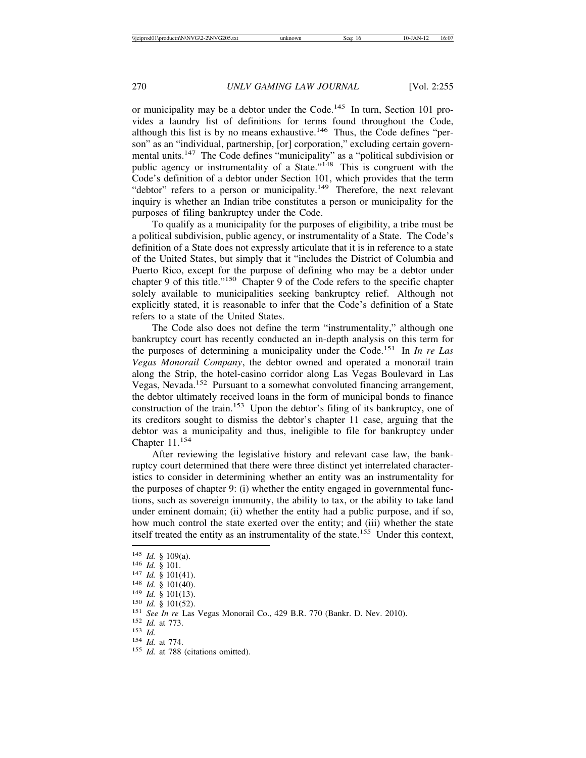or municipality may be a debtor under the Code.[145] In turn, Section 101 provides a laundry list of definitions for terms found throughout the Code, although this list is by no means exhaustive.[146] Thus, the Code defines "person" as an "individual, partnership, [or] corporation," excluding certain governmental units.[147] The Code defines "municipality" as a "political subdivision or public agency or instrumentality of a State."[148] This is congruent with the Code's definition of a debtor under Section 101, which provides that the term "debtor" refers to a person or municipality.[149] Therefore, the next relevant inquiry is whether an Indian tribe constitutes a person or municipality for the purposes of filing bankruptcy under the Code.

To qualify as a municipality for the purposes of eligibility, a tribe must be a political subdivision, public agency, or instrumentality of a State. The Code's definition of a State does not expressly articulate that it is in reference to a state of the United States, but simply that it "includes the District of Columbia and Puerto Rico, except for the purpose of defining who may be a debtor under chapter 9 of this title."[150] Chapter 9 of the Code refers to the specific chapter solely available to municipalities seeking bankruptcy relief. Although not explicitly stated, it is reasonable to infer that the Code's definition of a State refers to a state of the United States.

The Code also does not define the term "instrumentality," although one bankruptcy court has recently conducted an in-depth analysis on this term for the purposes of determining a municipality under the Code.[151] In *In re Las Vegas Monorail Company*, the debtor owned and operated a monorail train along the Strip, the hotel-casino corridor along Las Vegas Boulevard in Las Vegas, Nevada.[152] Pursuant to a somewhat convoluted financing arrangement, the debtor ultimately received loans in the form of municipal bonds to finance construction of the train.[153] Upon the debtor's filing of its bankruptcy, one of its creditors sought to dismiss the debtor's chapter 11 case, arguing that the debtor was a municipality and thus, ineligible to file for bankruptcy under Chapter 11.[154]

After reviewing the legislative history and relevant case law, the bankruptcy court determined that there were three distinct yet interrelated characteristics to consider in determining whether an entity was an instrumentality for the purposes of chapter 9: (i) whether the entity engaged in governmental functions, such as sovereign immunity, the ability to tax, or the ability to take land under eminent domain; (ii) whether the entity had a public purpose, and if so, how much control the state exerted over the entity; and (iii) whether the state itself treated the entity as an instrumentality of the state.[155] Under this context,

---

[145] *Id.* § 109(a).
[146] *Id.* § 101.
[147] *Id.* § 101(41).
[148] *Id.* § 101(40).
[149] *Id.* § 101(13).
[150] *Id.* § 101(52).
[151] *See In re* Las Vegas Monorail Co., 429 B.R. 770 (Bankr. D. Nev. 2010).
[152] *Id.* at 773.
[153] *Id.*
[154] *Id.* at 774.
[155] *Id.* at 788 (citations omitted).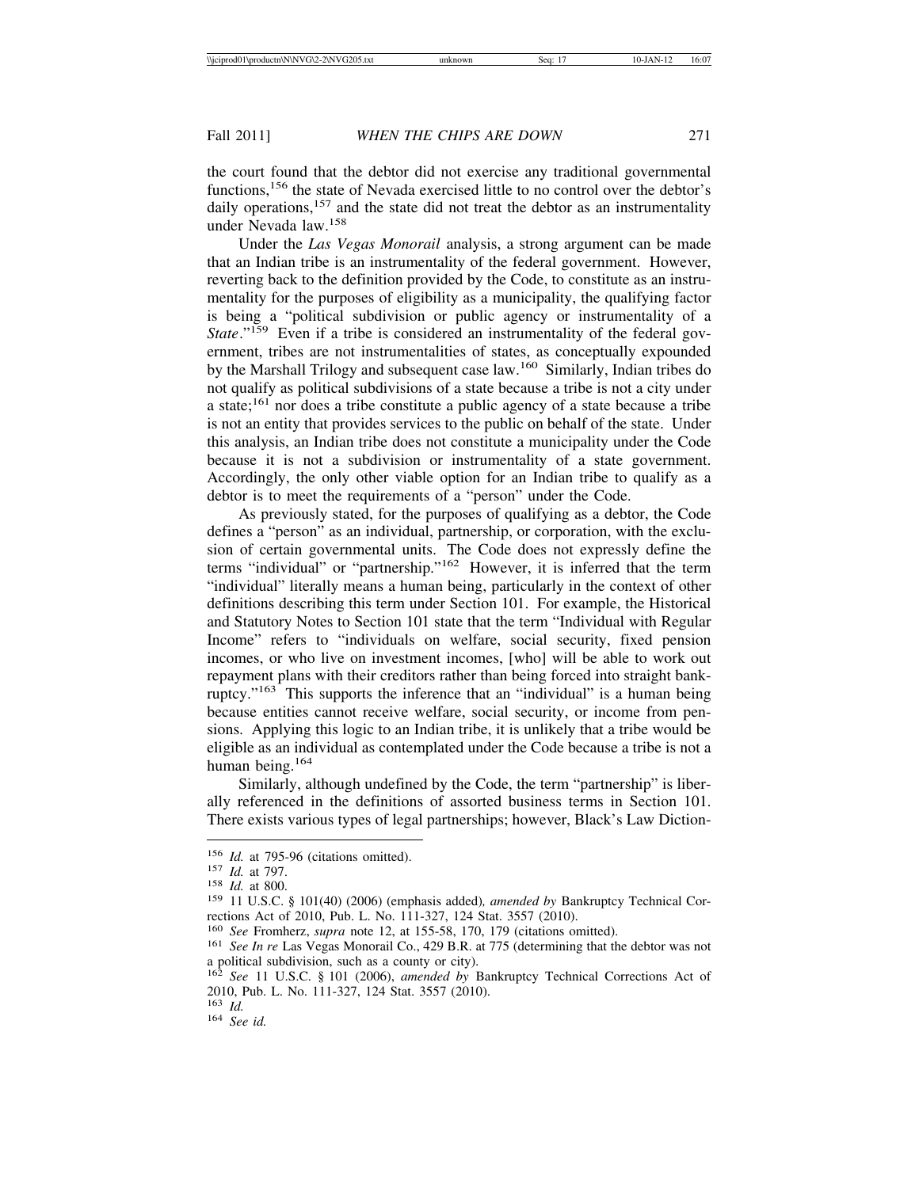the court found that the debtor did not exercise any traditional governmental functions,[156] the state of Nevada exercised little to no control over the debtor's daily operations,[157] and the state did not treat the debtor as an instrumentality under Nevada law.[158]

Under the *Las Vegas Monorail* analysis, a strong argument can be made that an Indian tribe is an instrumentality of the federal government. However, reverting back to the definition provided by the Code, to constitute as an instrumentality for the purposes of eligibility as a municipality, the qualifying factor is being a "political subdivision or public agency or instrumentality of a *State*."[159] Even if a tribe is considered an instrumentality of the federal government, tribes are not instrumentalities of states, as conceptually expounded by the Marshall Trilogy and subsequent case law.[160] Similarly, Indian tribes do not qualify as political subdivisions of a state because a tribe is not a city under a state;[161] nor does a tribe constitute a public agency of a state because a tribe is not an entity that provides services to the public on behalf of the state. Under this analysis, an Indian tribe does not constitute a municipality under the Code because it is not a subdivision or instrumentality of a state government. Accordingly, the only other viable option for an Indian tribe to qualify as a debtor is to meet the requirements of a "person" under the Code.

As previously stated, for the purposes of qualifying as a debtor, the Code defines a "person" as an individual, partnership, or corporation, with the exclusion of certain governmental units. The Code does not expressly define the terms "individual" or "partnership."[162] However, it is inferred that the term "individual" literally means a human being, particularly in the context of other definitions describing this term under Section 101. For example, the Historical and Statutory Notes to Section 101 state that the term "Individual with Regular Income" refers to "individuals on welfare, social security, fixed pension incomes, or who live on investment incomes, [who] will be able to work out repayment plans with their creditors rather than being forced into straight bankruptcy."[163] This supports the inference that an "individual" is a human being because entities cannot receive welfare, social security, or income from pensions. Applying this logic to an Indian tribe, it is unlikely that a tribe would be eligible as an individual as contemplated under the Code because a tribe is not a human being.[164]

Similarly, although undefined by the Code, the term "partnership" is liberally referenced in the definitions of assorted business terms in Section 101. There exists various types of legal partnerships; however, Black's Law Diction-

---

[156] *Id.* at 795-96 (citations omitted).

[157] *Id.* at 797.

[158] *Id.* at 800.

[159] 11 U.S.C. § 101(40) (2006) (emphasis added)*, amended by* Bankruptcy Technical Corrections Act of 2010, Pub. L. No. 111-327, 124 Stat. 3557 (2010).

[160] *See* Fromherz, *supra* note 12, at 155-58, 170, 179 (citations omitted).

[161] *See In re* Las Vegas Monorail Co., 429 B.R. at 775 (determining that the debtor was not a political subdivision, such as a county or city).

[162] *See* 11 U.S.C. § 101 (2006), *amended by* Bankruptcy Technical Corrections Act of 2010, Pub. L. No. 111-327, 124 Stat. 3557 (2010).

[163] *Id.*

[164] *See id.*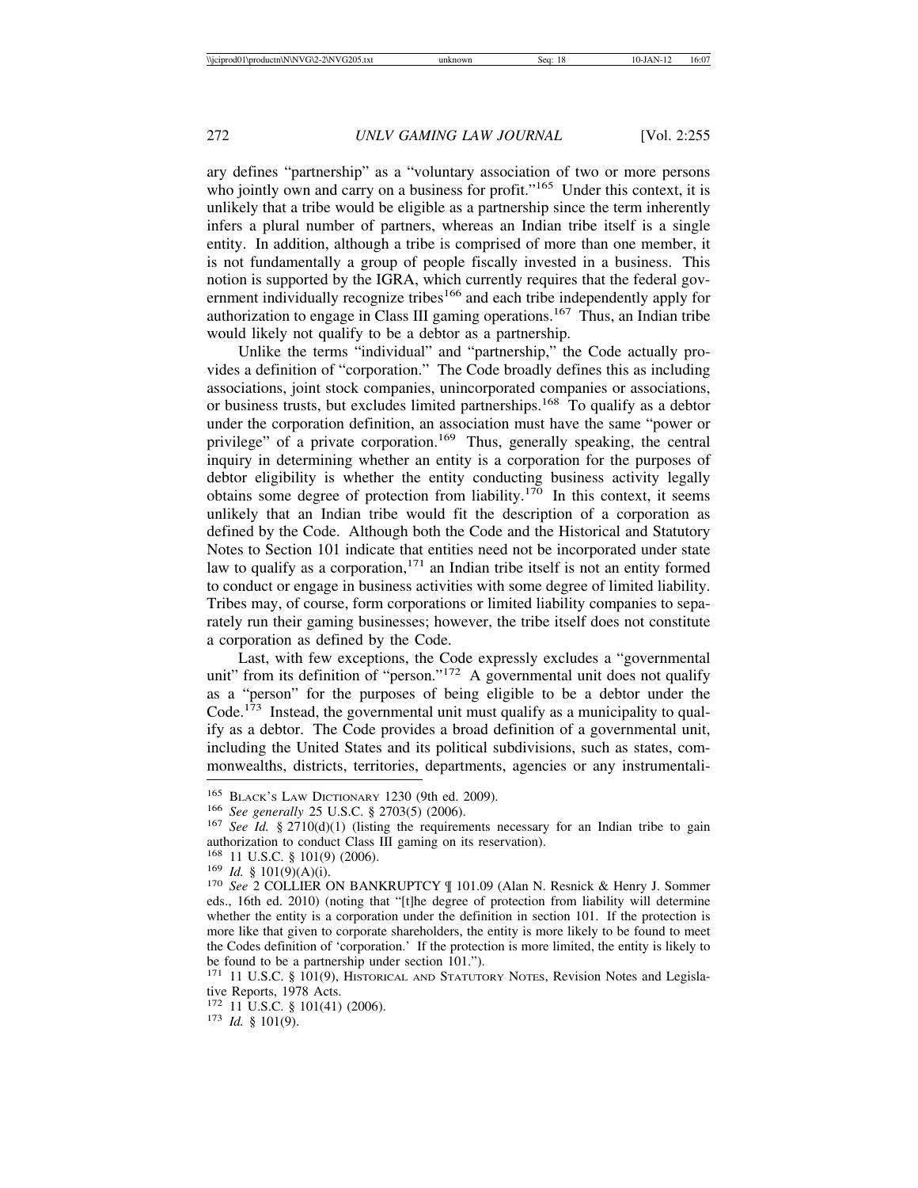ary defines "partnership" as a "voluntary association of two or more persons who jointly own and carry on a business for profit."[165] Under this context, it is unlikely that a tribe would be eligible as a partnership since the term inherently infers a plural number of partners, whereas an Indian tribe itself is a single entity. In addition, although a tribe is comprised of more than one member, it is not fundamentally a group of people fiscally invested in a business. This notion is supported by the IGRA, which currently requires that the federal government individually recognize tribes[166] and each tribe independently apply for authorization to engage in Class III gaming operations.[167] Thus, an Indian tribe would likely not qualify to be a debtor as a partnership.

Unlike the terms "individual" and "partnership," the Code actually provides a definition of "corporation." The Code broadly defines this as including associations, joint stock companies, unincorporated companies or associations, or business trusts, but excludes limited partnerships.[168] To qualify as a debtor under the corporation definition, an association must have the same "power or privilege" of a private corporation.[169] Thus, generally speaking, the central inquiry in determining whether an entity is a corporation for the purposes of debtor eligibility is whether the entity conducting business activity legally obtains some degree of protection from liability.[170] In this context, it seems unlikely that an Indian tribe would fit the description of a corporation as defined by the Code. Although both the Code and the Historical and Statutory Notes to Section 101 indicate that entities need not be incorporated under state law to qualify as a corporation,[171] an Indian tribe itself is not an entity formed to conduct or engage in business activities with some degree of limited liability. Tribes may, of course, form corporations or limited liability companies to separately run their gaming businesses; however, the tribe itself does not constitute a corporation as defined by the Code.

Last, with few exceptions, the Code expressly excludes a "governmental unit" from its definition of "person."[172] A governmental unit does not qualify as a "person" for the purposes of being eligible to be a debtor under the Code.[173] Instead, the governmental unit must qualify as a municipality to qualify as a debtor. The Code provides a broad definition of a governmental unit, including the United States and its political subdivisions, such as states, commonwealths, districts, territories, departments, agencies or any instrumentali-

---

[165] BLACK'S LAW DICTIONARY 1230 (9th ed. 2009).

[166] *See generally* 25 U.S.C. § 2703(5) (2006).

[167] *See Id.* § 2710(d)(1) (listing the requirements necessary for an Indian tribe to gain authorization to conduct Class III gaming on its reservation).

[168] 11 U.S.C. § 101(9) (2006).

[169] *Id.* § 101(9)(A)(i).

[170] *See* 2 COLLIER ON BANKRUPTCY ¶ 101.09 (Alan N. Resnick & Henry J. Sommer eds., 16th ed. 2010) (noting that "[t]he degree of protection from liability will determine whether the entity is a corporation under the definition in section 101. If the protection is more like that given to corporate shareholders, the entity is more likely to be found to meet the Codes definition of 'corporation.' If the protection is more limited, the entity is likely to be found to be a partnership under section 101.").

[171] 11 U.S.C. § 101(9), HISTORICAL AND STATUTORY NOTES, Revision Notes and Legislative Reports, 1978 Acts.

[172] 11 U.S.C. § 101(41) (2006).

[173] *Id.* § 101(9).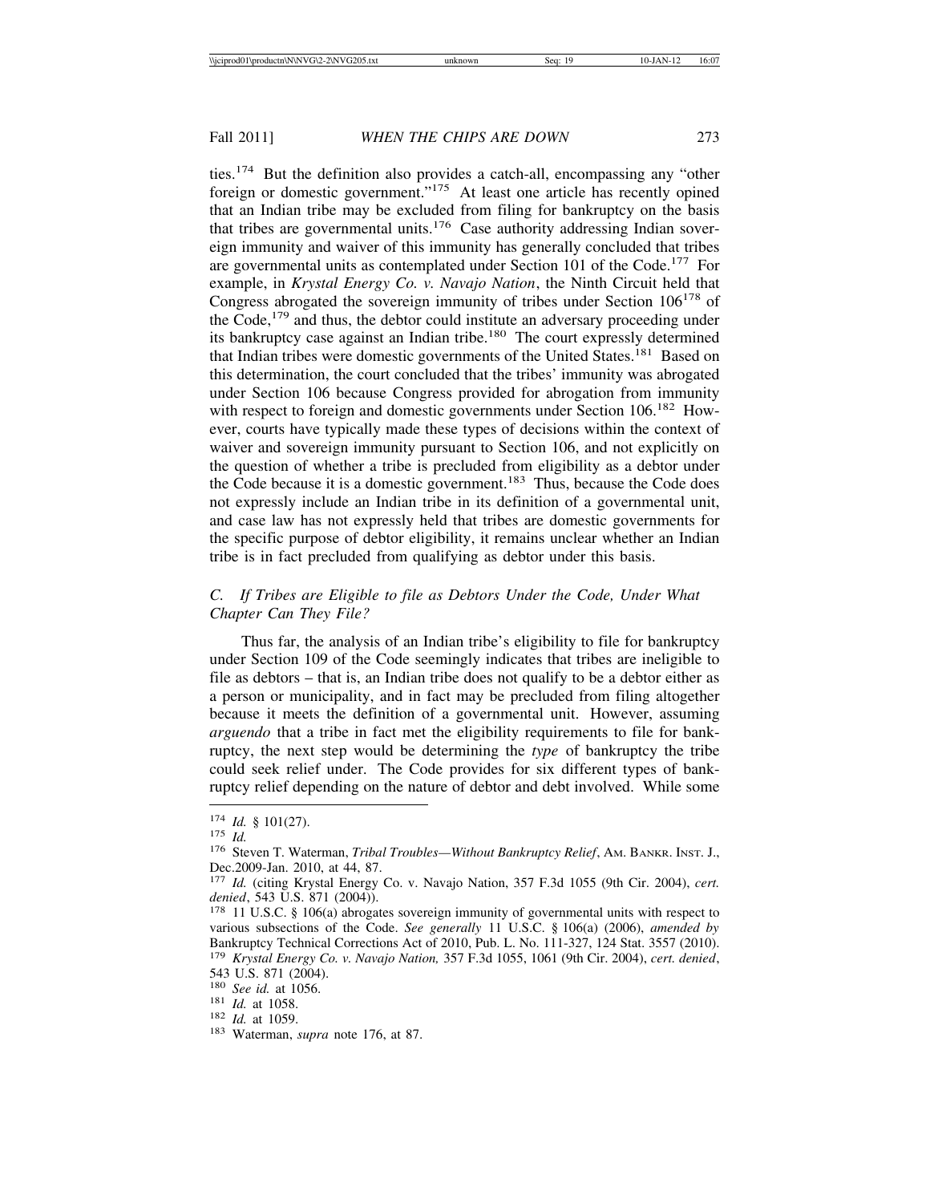ties.[174] But the definition also provides a catch-all, encompassing any "other foreign or domestic government."[175] At least one article has recently opined that an Indian tribe may be excluded from filing for bankruptcy on the basis that tribes are governmental units.[176] Case authority addressing Indian sovereign immunity and waiver of this immunity has generally concluded that tribes are governmental units as contemplated under Section 101 of the Code.[177] For example, in *Krystal Energy Co. v. Navajo Nation*, the Ninth Circuit held that Congress abrogated the sovereign immunity of tribes under Section 106[178] of the Code,[179] and thus, the debtor could institute an adversary proceeding under its bankruptcy case against an Indian tribe.[180] The court expressly determined that Indian tribes were domestic governments of the United States.[181] Based on this determination, the court concluded that the tribes' immunity was abrogated under Section 106 because Congress provided for abrogation from immunity with respect to foreign and domestic governments under Section 106.[182] However, courts have typically made these types of decisions within the context of waiver and sovereign immunity pursuant to Section 106, and not explicitly on the question of whether a tribe is precluded from eligibility as a debtor under the Code because it is a domestic government.[183] Thus, because the Code does not expressly include an Indian tribe in its definition of a governmental unit, and case law has not expressly held that tribes are domestic governments for the specific purpose of debtor eligibility, it remains unclear whether an Indian tribe is in fact precluded from qualifying as debtor under this basis.

### *C. If Tribes are Eligible to file as Debtors Under the Code, Under What Chapter Can They File?*

Thus far, the analysis of an Indian tribe's eligibility to file for bankruptcy under Section 109 of the Code seemingly indicates that tribes are ineligible to file as debtors – that is, an Indian tribe does not qualify to be a debtor either as a person or municipality, and in fact may be precluded from filing altogether because it meets the definition of a governmental unit. However, assuming *arguendo* that a tribe in fact met the eligibility requirements to file for bankruptcy, the next step would be determining the *type* of bankruptcy the tribe could seek relief under. The Code provides for six different types of bankruptcy relief depending on the nature of debtor and debt involved. While some

---

[174] *Id.* § 101(27).

[175] *Id.*

[176] Steven T. Waterman, *Tribal Troubles—Without Bankruptcy Relief*, AM. BANKR. INST. J., Dec.2009-Jan. 2010, at 44, 87.

[177] *Id.* (citing Krystal Energy Co. v. Navajo Nation, 357 F.3d 1055 (9th Cir. 2004), *cert. denied*, 543 U.S. 871 (2004)).

[178] 11 U.S.C. § 106(a) abrogates sovereign immunity of governmental units with respect to various subsections of the Code. *See generally* 11 U.S.C. § 106(a) (2006), *amended by* Bankruptcy Technical Corrections Act of 2010, Pub. L. No. 111-327, 124 Stat. 3557 (2010).

[179] *Krystal Energy Co. v. Navajo Nation,* 357 F.3d 1055, 1061 (9th Cir. 2004), *cert. denied*, 543 U.S. 871 (2004).

[180] *See id.* at 1056.

[181] *Id.* at 1058.

[182] *Id.* at 1059.

[183] Waterman, *supra* note 176, at 87.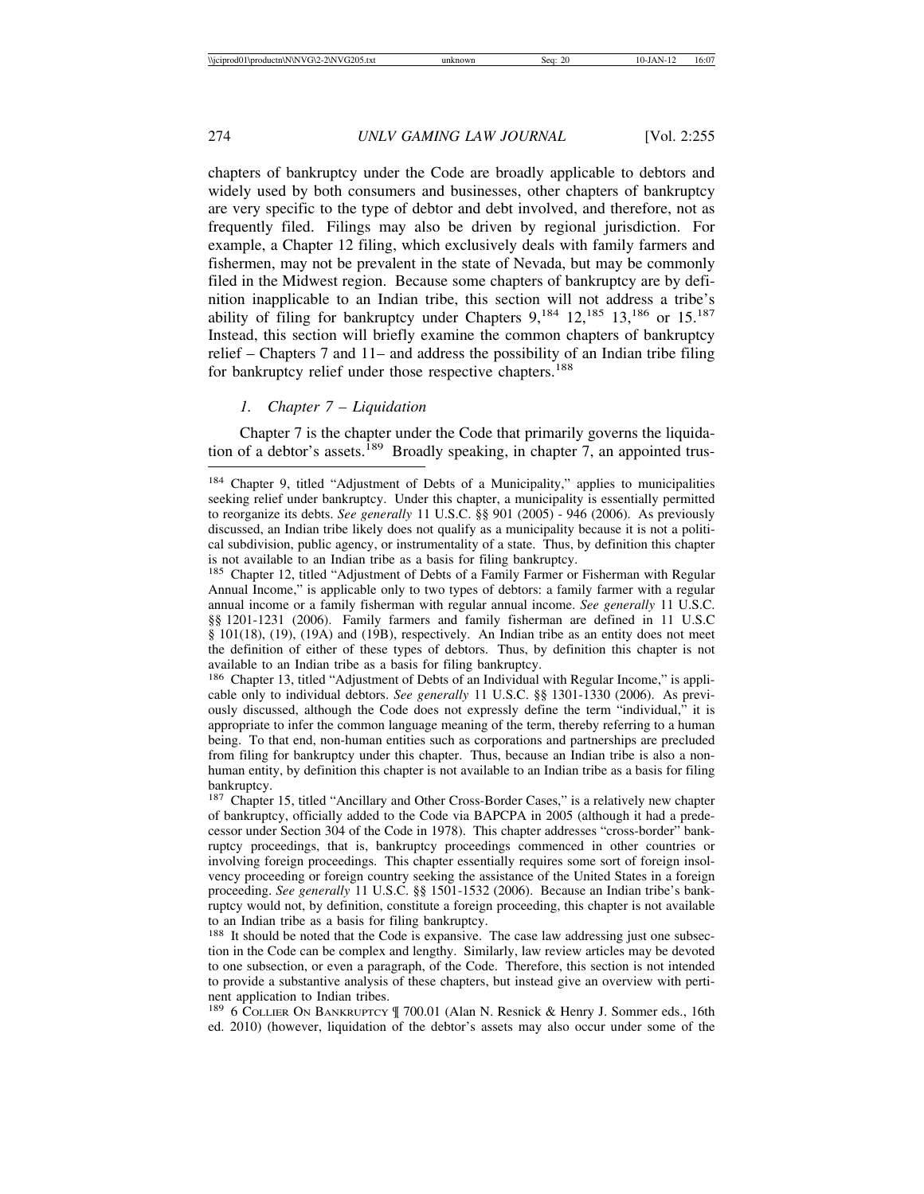chapters of bankruptcy under the Code are broadly applicable to debtors and widely used by both consumers and businesses, other chapters of bankruptcy are very specific to the type of debtor and debt involved, and therefore, not as frequently filed. Filings may also be driven by regional jurisdiction. For example, a Chapter 12 filing, which exclusively deals with family farmers and fishermen, may not be prevalent in the state of Nevada, but may be commonly filed in the Midwest region. Because some chapters of bankruptcy are by definition inapplicable to an Indian tribe, this section will not address a tribe's ability of filing for bankruptcy under Chapters 9,[184] 12,[185] 13,[186] or 15.[187] Instead, this section will briefly examine the common chapters of bankruptcy relief – Chapters 7 and 11– and address the possibility of an Indian tribe filing for bankruptcy relief under those respective chapters.[188]

### *1. Chapter 7 – Liquidation*

Chapter 7 is the chapter under the Code that primarily governs the liquidation of a debtor's assets.[189] Broadly speaking, in chapter 7, an appointed trus-

---

[184] Chapter 9, titled "Adjustment of Debts of a Municipality," applies to municipalities seeking relief under bankruptcy. Under this chapter, a municipality is essentially permitted to reorganize its debts. *See generally* 11 U.S.C. §§ 901 (2005) - 946 (2006). As previously discussed, an Indian tribe likely does not qualify as a municipality because it is not a political subdivision, public agency, or instrumentality of a state. Thus, by definition this chapter is not available to an Indian tribe as a basis for filing bankruptcy.

[185] Chapter 12, titled "Adjustment of Debts of a Family Farmer or Fisherman with Regular Annual Income," is applicable only to two types of debtors: a family farmer with a regular annual income or a family fisherman with regular annual income. *See generally* 11 U.S.C. §§ 1201-1231 (2006). Family farmers and family fisherman are defined in 11 U.S.C § 101(18), (19), (19A) and (19B), respectively. An Indian tribe as an entity does not meet the definition of either of these types of debtors. Thus, by definition this chapter is not available to an Indian tribe as a basis for filing bankruptcy.

[186] Chapter 13, titled "Adjustment of Debts of an Individual with Regular Income," is applicable only to individual debtors. *See generally* 11 U.S.C. §§ 1301-1330 (2006). As previously discussed, although the Code does not expressly define the term "individual," it is appropriate to infer the common language meaning of the term, thereby referring to a human being. To that end, non-human entities such as corporations and partnerships are precluded from filing for bankruptcy under this chapter. Thus, because an Indian tribe is also a non-human entity, by definition this chapter is not available to an Indian tribe as a basis for filing bankruptcy.

[187] Chapter 15, titled "Ancillary and Other Cross-Border Cases," is a relatively new chapter of bankruptcy, officially added to the Code via BAPCPA in 2005 (although it had a predecessor under Section 304 of the Code in 1978). This chapter addresses "cross-border" bankruptcy proceedings, that is, bankruptcy proceedings commenced in other countries or involving foreign proceedings. This chapter essentially requires some sort of foreign insolvency proceeding or foreign country seeking the assistance of the United States in a foreign proceeding. *See generally* 11 U.S.C. §§ 1501-1532 (2006). Because an Indian tribe's bankruptcy would not, by definition, constitute a foreign proceeding, this chapter is not available to an Indian tribe as a basis for filing bankruptcy.

[188] It should be noted that the Code is expansive. The case law addressing just one subsection in the Code can be complex and lengthy. Similarly, law review articles may be devoted to one subsection, or even a paragraph, of the Code. Therefore, this section is not intended to provide a substantive analysis of these chapters, but instead give an overview with pertinent application to Indian tribes.

[189] 6 COLLIER ON BANKRUPTCY ¶ 700.01 (Alan N. Resnick & Henry J. Sommer eds., 16th ed. 2010) (however, liquidation of the debtor's assets may also occur under some of the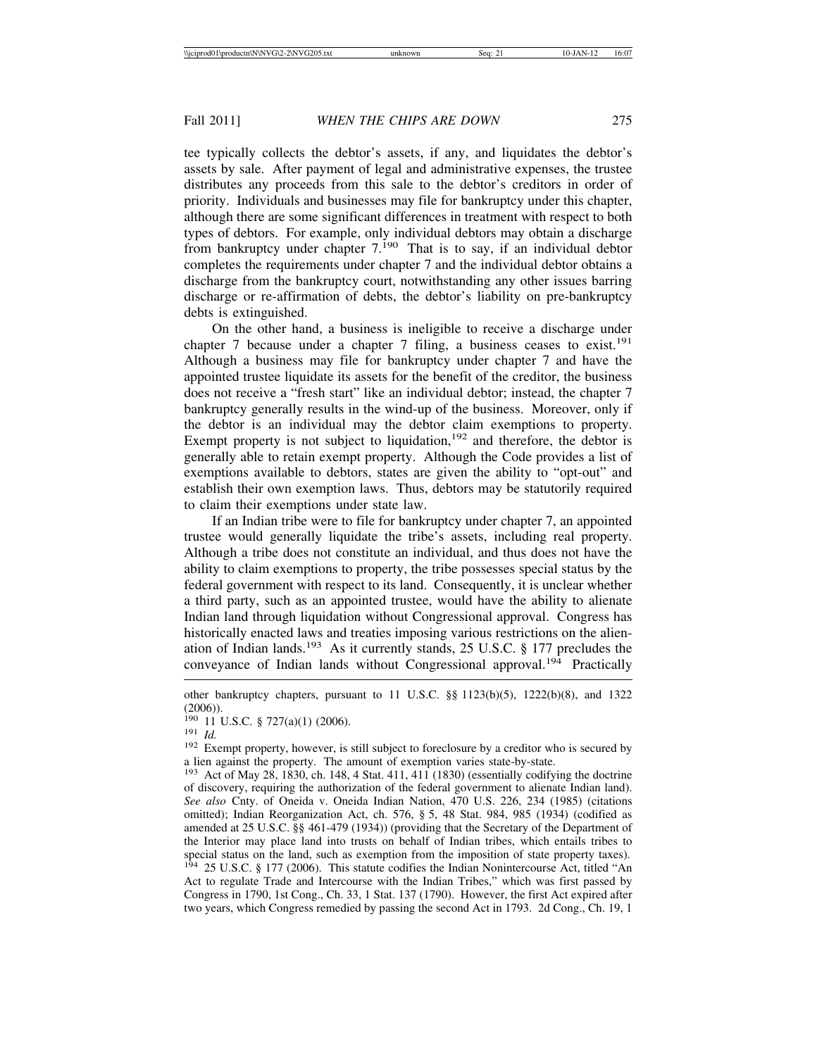tee typically collects the debtor's assets, if any, and liquidates the debtor's assets by sale. After payment of legal and administrative expenses, the trustee distributes any proceeds from this sale to the debtor's creditors in order of priority. Individuals and businesses may file for bankruptcy under this chapter, although there are some significant differences in treatment with respect to both types of debtors. For example, only individual debtors may obtain a discharge from bankruptcy under chapter 7.[190] That is to say, if an individual debtor completes the requirements under chapter 7 and the individual debtor obtains a discharge from the bankruptcy court, notwithstanding any other issues barring discharge or re-affirmation of debts, the debtor's liability on pre-bankruptcy debts is extinguished.

On the other hand, a business is ineligible to receive a discharge under chapter 7 because under a chapter 7 filing, a business ceases to exist.[191] Although a business may file for bankruptcy under chapter 7 and have the appointed trustee liquidate its assets for the benefit of the creditor, the business does not receive a "fresh start" like an individual debtor; instead, the chapter 7 bankruptcy generally results in the wind-up of the business. Moreover, only if the debtor is an individual may the debtor claim exemptions to property. Exempt property is not subject to liquidation,[192] and therefore, the debtor is generally able to retain exempt property. Although the Code provides a list of exemptions available to debtors, states are given the ability to "opt-out" and establish their own exemption laws. Thus, debtors may be statutorily required to claim their exemptions under state law.

If an Indian tribe were to file for bankruptcy under chapter 7, an appointed trustee would generally liquidate the tribe's assets, including real property. Although a tribe does not constitute an individual, and thus does not have the ability to claim exemptions to property, the tribe possesses special status by the federal government with respect to its land. Consequently, it is unclear whether a third party, such as an appointed trustee, would have the ability to alienate Indian land through liquidation without Congressional approval. Congress has historically enacted laws and treaties imposing various restrictions on the alienation of Indian lands.[193] As it currently stands, 25 U.S.C. § 177 precludes the conveyance of Indian lands without Congressional approval.[194] Practically

---

other bankruptcy chapters, pursuant to 11 U.S.C. §§ 1123(b)(5), 1222(b)(8), and 1322 (2006)).

[190] 11 U.S.C. § 727(a)(1) (2006).

[191] *Id.*

[192] Exempt property, however, is still subject to foreclosure by a creditor who is secured by a lien against the property. The amount of exemption varies state-by-state.

[193] Act of May 28, 1830, ch. 148, 4 Stat. 411, 411 (1830) (essentially codifying the doctrine of discovery, requiring the authorization of the federal government to alienate Indian land). *See also* Cnty. of Oneida v. Oneida Indian Nation, 470 U.S. 226, 234 (1985) (citations omitted); Indian Reorganization Act, ch. 576, § 5, 48 Stat. 984, 985 (1934) (codified as amended at 25 U.S.C. §§ 461-479 (1934)) (providing that the Secretary of the Department of the Interior may place land into trusts on behalf of Indian tribes, which entails tribes to special status on the land, such as exemption from the imposition of state property taxes).

[194] 25 U.S.C. § 177 (2006). This statute codifies the Indian Nonintercourse Act, titled "An Act to regulate Trade and Intercourse with the Indian Tribes," which was first passed by Congress in 1790, 1st Cong., Ch. 33, 1 Stat. 137 (1790). However, the first Act expired after two years, which Congress remedied by passing the second Act in 1793. 2d Cong., Ch. 19, 1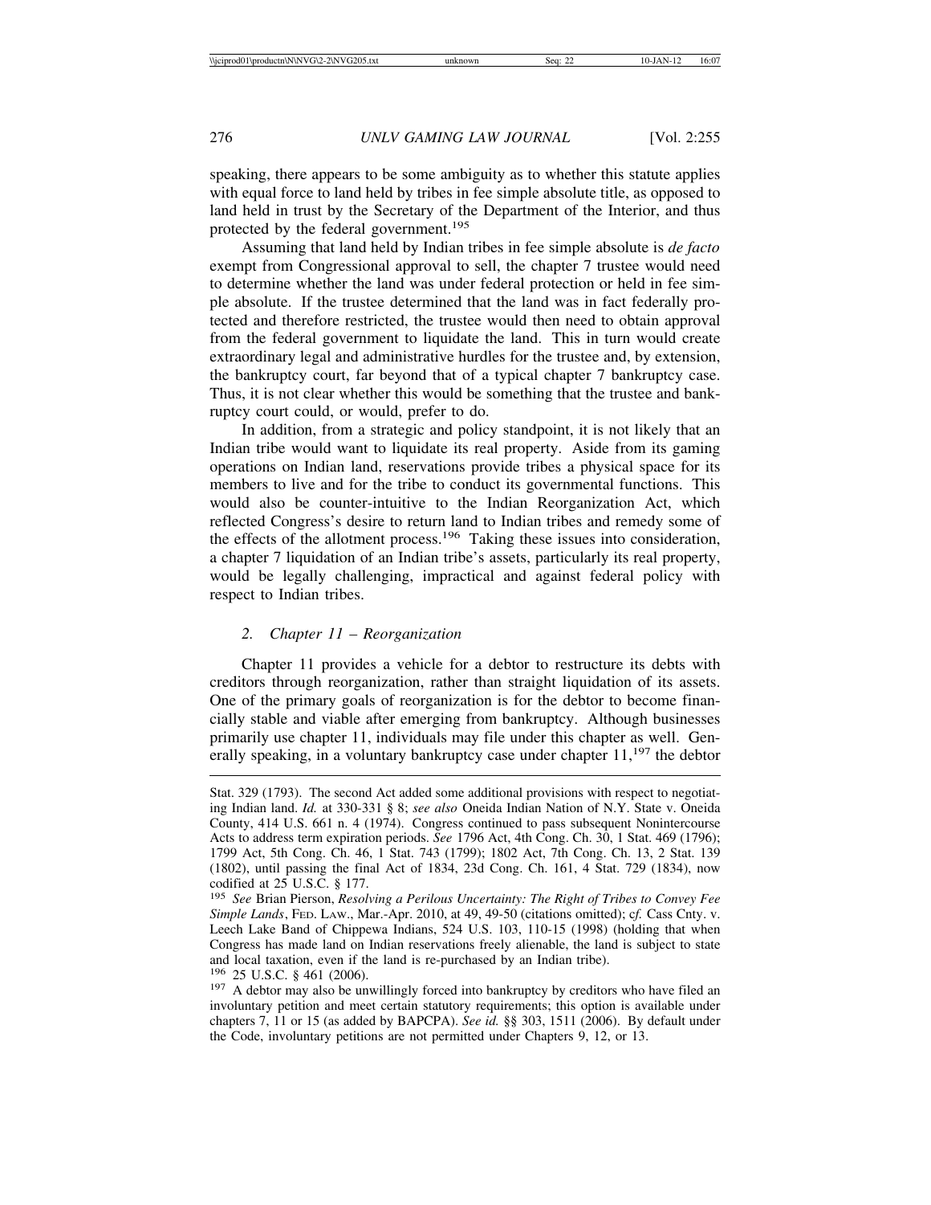speaking, there appears to be some ambiguity as to whether this statute applies with equal force to land held by tribes in fee simple absolute title, as opposed to land held in trust by the Secretary of the Department of the Interior, and thus protected by the federal government.[195]

Assuming that land held by Indian tribes in fee simple absolute is *de facto* exempt from Congressional approval to sell, the chapter 7 trustee would need to determine whether the land was under federal protection or held in fee simple absolute. If the trustee determined that the land was in fact federally protected and therefore restricted, the trustee would then need to obtain approval from the federal government to liquidate the land. This in turn would create extraordinary legal and administrative hurdles for the trustee and, by extension, the bankruptcy court, far beyond that of a typical chapter 7 bankruptcy case. Thus, it is not clear whether this would be something that the trustee and bankruptcy court could, or would, prefer to do.

In addition, from a strategic and policy standpoint, it is not likely that an Indian tribe would want to liquidate its real property. Aside from its gaming operations on Indian land, reservations provide tribes a physical space for its members to live and for the tribe to conduct its governmental functions. This would also be counter-intuitive to the Indian Reorganization Act, which reflected Congress's desire to return land to Indian tribes and remedy some of the effects of the allotment process.[196] Taking these issues into consideration, a chapter 7 liquidation of an Indian tribe's assets, particularly its real property, would be legally challenging, impractical and against federal policy with respect to Indian tribes.

### *2. Chapter 11 – Reorganization*

Chapter 11 provides a vehicle for a debtor to restructure its debts with creditors through reorganization, rather than straight liquidation of its assets. One of the primary goals of reorganization is for the debtor to become financially stable and viable after emerging from bankruptcy. Although businesses primarily use chapter 11, individuals may file under this chapter as well. Generally speaking, in a voluntary bankruptcy case under chapter 11,[197] the debtor

---

Stat. 329 (1793). The second Act added some additional provisions with respect to negotiating Indian land. *Id.* at 330-331 § 8; *see also* Oneida Indian Nation of N.Y. State v. Oneida County, 414 U.S. 661 n. 4 (1974). Congress continued to pass subsequent Nonintercourse Acts to address term expiration periods. *See* 1796 Act, 4th Cong. Ch. 30, 1 Stat. 469 (1796); 1799 Act, 5th Cong. Ch. 46, 1 Stat. 743 (1799); 1802 Act, 7th Cong. Ch. 13, 2 Stat. 139 (1802), until passing the final Act of 1834, 23d Cong. Ch. 161, 4 Stat. 729 (1834), now codified at 25 U.S.C. § 177.

[195] *See* Brian Pierson, *Resolving a Perilous Uncertainty: The Right of Tribes to Convey Fee Simple Lands*, FED. LAW., Mar.-Apr. 2010, at 49, 49-50 (citations omitted); c*f.* Cass Cnty. v. Leech Lake Band of Chippewa Indians, 524 U.S. 103, 110-15 (1998) (holding that when Congress has made land on Indian reservations freely alienable, the land is subject to state and local taxation, even if the land is re-purchased by an Indian tribe).

[196] 25 U.S.C. § 461 (2006).

[197] A debtor may also be unwillingly forced into bankruptcy by creditors who have filed an involuntary petition and meet certain statutory requirements; this option is available under chapters 7, 11 or 15 (as added by BAPCPA). *See id.* §§ 303, 1511 (2006). By default under the Code, involuntary petitions are not permitted under Chapters 9, 12, or 13.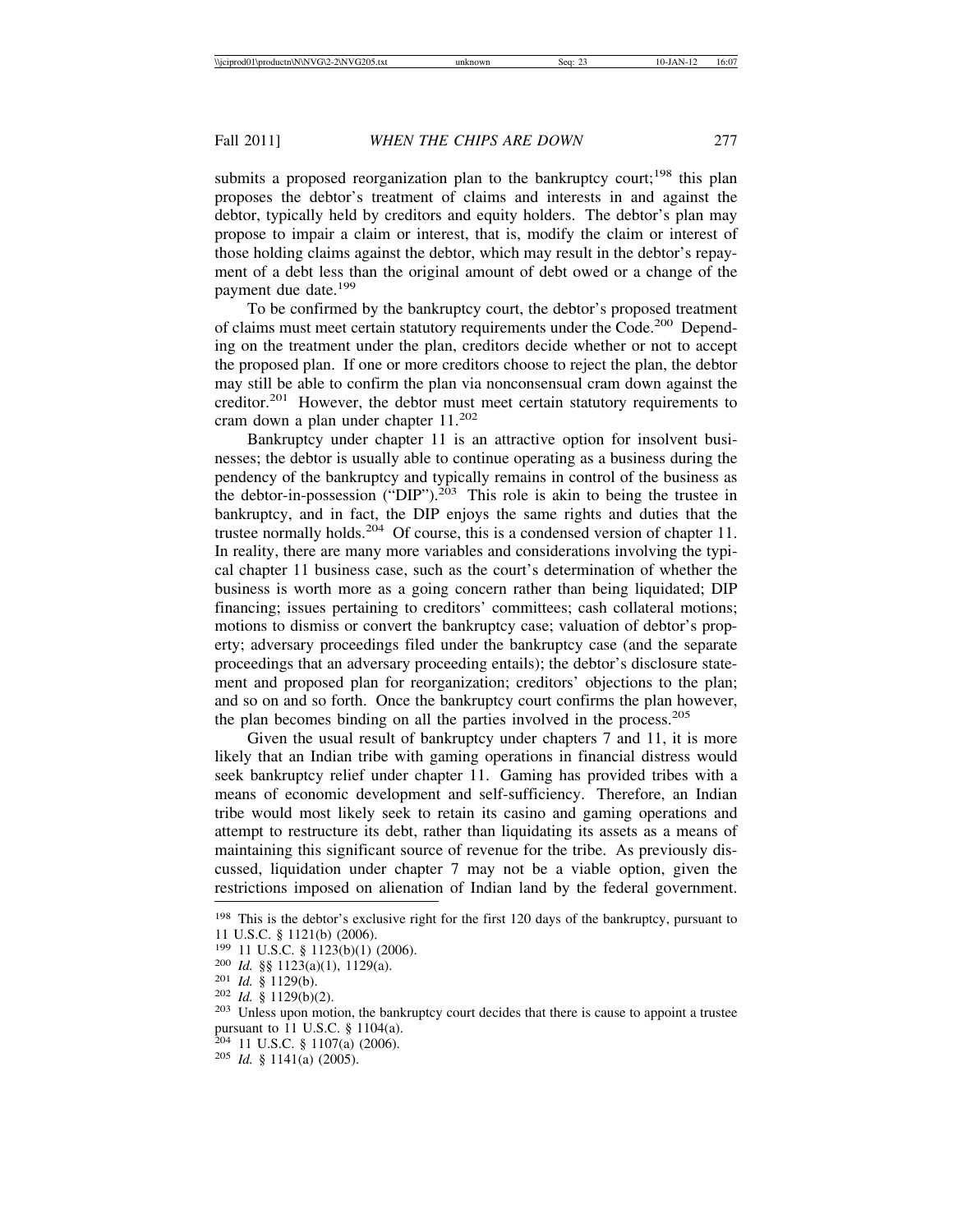submits a proposed reorganization plan to the bankruptcy court;[198] this plan proposes the debtor's treatment of claims and interests in and against the debtor, typically held by creditors and equity holders. The debtor's plan may propose to impair a claim or interest, that is, modify the claim or interest of those holding claims against the debtor, which may result in the debtor's repayment of a debt less than the original amount of debt owed or a change of the payment due date.[199]

To be confirmed by the bankruptcy court, the debtor's proposed treatment of claims must meet certain statutory requirements under the Code.[200] Depending on the treatment under the plan, creditors decide whether or not to accept the proposed plan. If one or more creditors choose to reject the plan, the debtor may still be able to confirm the plan via nonconsensual cram down against the creditor.[201] However, the debtor must meet certain statutory requirements to cram down a plan under chapter 11.[202]

Bankruptcy under chapter 11 is an attractive option for insolvent businesses; the debtor is usually able to continue operating as a business during the pendency of the bankruptcy and typically remains in control of the business as the debtor-in-possession ("DIP").[203] This role is akin to being the trustee in bankruptcy, and in fact, the DIP enjoys the same rights and duties that the trustee normally holds.[204] Of course, this is a condensed version of chapter 11. In reality, there are many more variables and considerations involving the typical chapter 11 business case, such as the court's determination of whether the business is worth more as a going concern rather than being liquidated; DIP financing; issues pertaining to creditors' committees; cash collateral motions; motions to dismiss or convert the bankruptcy case; valuation of debtor's property; adversary proceedings filed under the bankruptcy case (and the separate proceedings that an adversary proceeding entails); the debtor's disclosure statement and proposed plan for reorganization; creditors' objections to the plan; and so on and so forth. Once the bankruptcy court confirms the plan however, the plan becomes binding on all the parties involved in the process.[205]

Given the usual result of bankruptcy under chapters 7 and 11, it is more likely that an Indian tribe with gaming operations in financial distress would seek bankruptcy relief under chapter 11. Gaming has provided tribes with a means of economic development and self-sufficiency. Therefore, an Indian tribe would most likely seek to retain its casino and gaming operations and attempt to restructure its debt, rather than liquidating its assets as a means of maintaining this significant source of revenue for the tribe. As previously discussed, liquidation under chapter 7 may not be a viable option, given the restrictions imposed on alienation of Indian land by the federal government.

---

[198] This is the debtor's exclusive right for the first 120 days of the bankruptcy, pursuant to 11 U.S.C. § 1121(b) (2006).

[199] 11 U.S.C. § 1123(b)(1) (2006).

[200] *Id.* §§ 1123(a)(1), 1129(a).

[201] *Id.* § 1129(b).

[202] *Id.* § 1129(b)(2).

[203] Unless upon motion, the bankruptcy court decides that there is cause to appoint a trustee pursuant to 11 U.S.C. § 1104(a).

[204] 11 U.S.C. § 1107(a) (2006).

[205] *Id.* § 1141(a) (2005).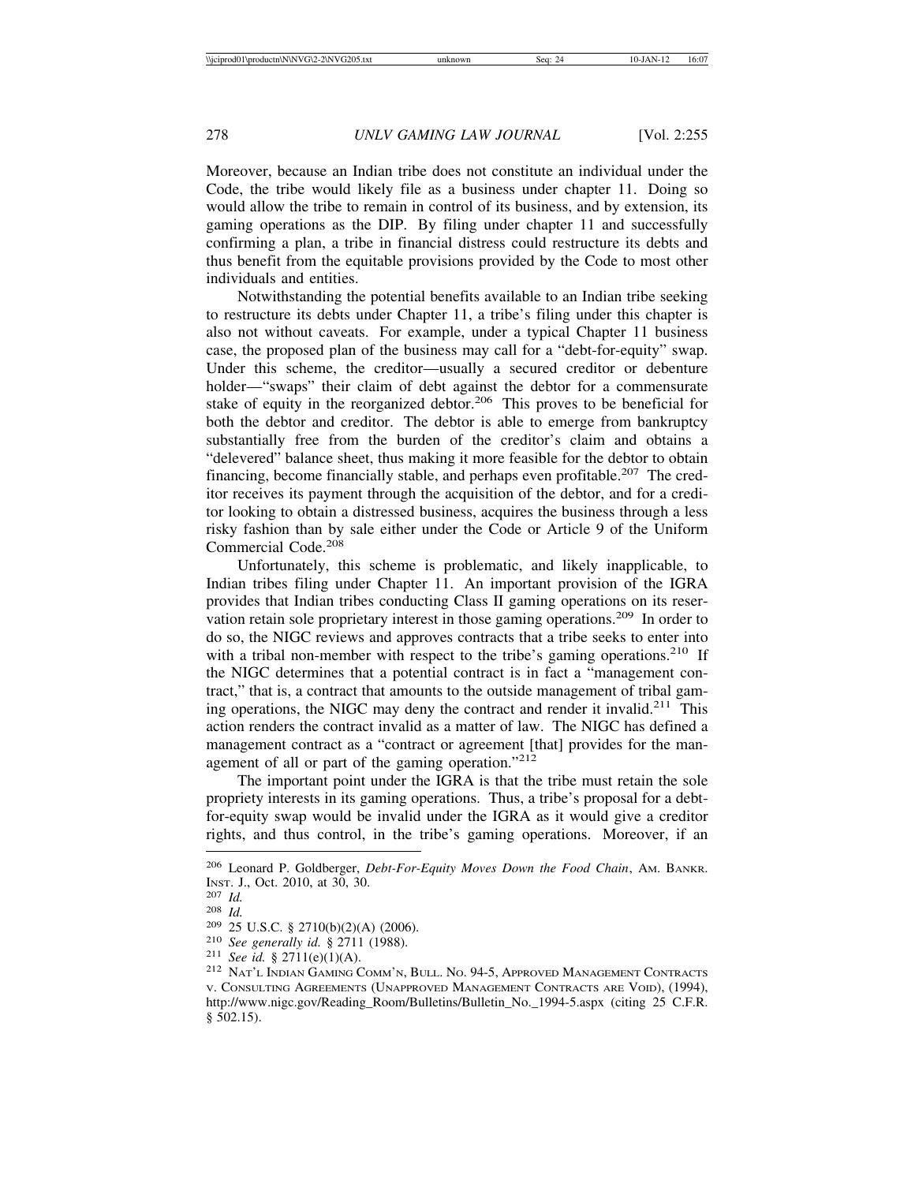Moreover, because an Indian tribe does not constitute an individual under the Code, the tribe would likely file as a business under chapter 11. Doing so would allow the tribe to remain in control of its business, and by extension, its gaming operations as the DIP. By filing under chapter 11 and successfully confirming a plan, a tribe in financial distress could restructure its debts and thus benefit from the equitable provisions provided by the Code to most other individuals and entities.

Notwithstanding the potential benefits available to an Indian tribe seeking to restructure its debts under Chapter 11, a tribe's filing under this chapter is also not without caveats. For example, under a typical Chapter 11 business case, the proposed plan of the business may call for a "debt-for-equity" swap. Under this scheme, the creditor—usually a secured creditor or debenture holder—"swaps" their claim of debt against the debtor for a commensurate stake of equity in the reorganized debtor.[206] This proves to be beneficial for both the debtor and creditor. The debtor is able to emerge from bankruptcy substantially free from the burden of the creditor's claim and obtains a "delevered" balance sheet, thus making it more feasible for the debtor to obtain financing, become financially stable, and perhaps even profitable.[207] The creditor receives its payment through the acquisition of the debtor, and for a creditor looking to obtain a distressed business, acquires the business through a less risky fashion than by sale either under the Code or Article 9 of the Uniform Commercial Code.[208]

Unfortunately, this scheme is problematic, and likely inapplicable, to Indian tribes filing under Chapter 11. An important provision of the IGRA provides that Indian tribes conducting Class II gaming operations on its reservation retain sole proprietary interest in those gaming operations.[209] In order to do so, the NIGC reviews and approves contracts that a tribe seeks to enter into with a tribal non-member with respect to the tribe's gaming operations.[210] If the NIGC determines that a potential contract is in fact a "management contract," that is, a contract that amounts to the outside management of tribal gaming operations, the NIGC may deny the contract and render it invalid.[211] This action renders the contract invalid as a matter of law. The NIGC has defined a management contract as a "contract or agreement [that] provides for the management of all or part of the gaming operation."[212]

The important point under the IGRA is that the tribe must retain the sole propriety interests in its gaming operations. Thus, a tribe's proposal for a debt-for-equity swap would be invalid under the IGRA as it would give a creditor rights, and thus control, in the tribe's gaming operations. Moreover, if an

---

[206] Leonard P. Goldberger, *Debt-For-Equity Moves Down the Food Chain*, AM. BANKR. INST. J., Oct. 2010, at 30, 30.

[207] *Id.*

[208] *Id.*

[209] 25 U.S.C. § 2710(b)(2)(A) (2006).

[210] *See generally id.* § 2711 (1988).

[211] *See id.* § 2711(e)(1)(A).

[212] NAT'L INDIAN GAMING COMM'N, BULL. NO. 94-5, APPROVED MANAGEMENT CONTRACTS V. CONSULTING AGREEMENTS (UNAPPROVED MANAGEMENT CONTRACTS ARE VOID), (1994), http://www.nigc.gov/Reading_Room/Bulletins/Bulletin_No._1994-5.aspx (citing 25 C.F.R. § 502.15).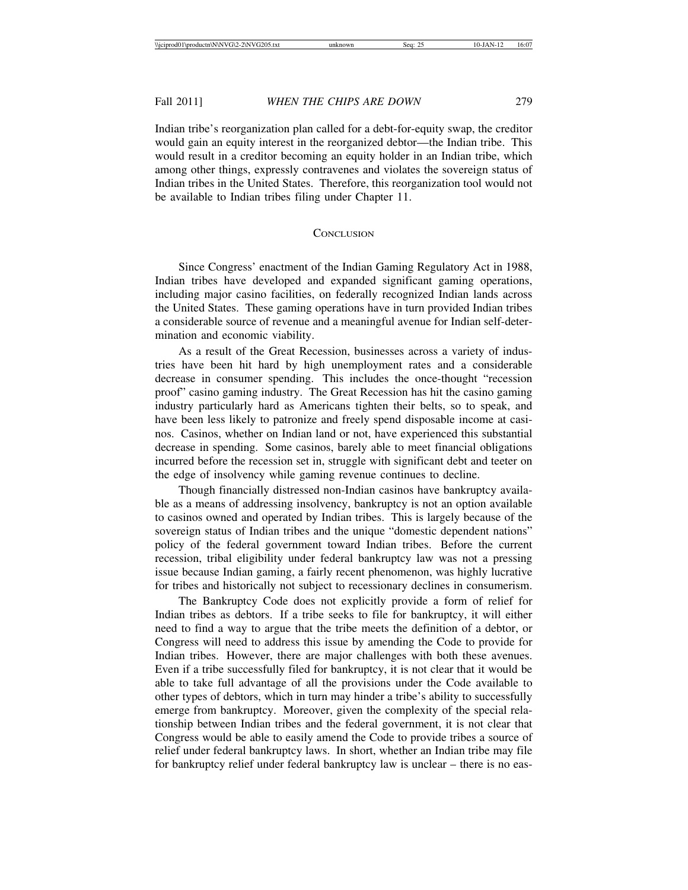Indian tribe's reorganization plan called for a debt-for-equity swap, the creditor would gain an equity interest in the reorganized debtor—the Indian tribe. This would result in a creditor becoming an equity holder in an Indian tribe, which among other things, expressly contravenes and violates the sovereign status of Indian tribes in the United States. Therefore, this reorganization tool would not be available to Indian tribes filing under Chapter 11.

## CONCLUSION

Since Congress' enactment of the Indian Gaming Regulatory Act in 1988, Indian tribes have developed and expanded significant gaming operations, including major casino facilities, on federally recognized Indian lands across the United States. These gaming operations have in turn provided Indian tribes a considerable source of revenue and a meaningful avenue for Indian self-determination and economic viability.

As a result of the Great Recession, businesses across a variety of industries have been hit hard by high unemployment rates and a considerable decrease in consumer spending. This includes the once-thought "recession proof" casino gaming industry. The Great Recession has hit the casino gaming industry particularly hard as Americans tighten their belts, so to speak, and have been less likely to patronize and freely spend disposable income at casinos. Casinos, whether on Indian land or not, have experienced this substantial decrease in spending. Some casinos, barely able to meet financial obligations incurred before the recession set in, struggle with significant debt and teeter on the edge of insolvency while gaming revenue continues to decline.

Though financially distressed non-Indian casinos have bankruptcy available as a means of addressing insolvency, bankruptcy is not an option available to casinos owned and operated by Indian tribes. This is largely because of the sovereign status of Indian tribes and the unique "domestic dependent nations" policy of the federal government toward Indian tribes. Before the current recession, tribal eligibility under federal bankruptcy law was not a pressing issue because Indian gaming, a fairly recent phenomenon, was highly lucrative for tribes and historically not subject to recessionary declines in consumerism.

The Bankruptcy Code does not explicitly provide a form of relief for Indian tribes as debtors. If a tribe seeks to file for bankruptcy, it will either need to find a way to argue that the tribe meets the definition of a debtor, or Congress will need to address this issue by amending the Code to provide for Indian tribes. However, there are major challenges with both these avenues. Even if a tribe successfully filed for bankruptcy, it is not clear that it would be able to take full advantage of all the provisions under the Code available to other types of debtors, which in turn may hinder a tribe's ability to successfully emerge from bankruptcy. Moreover, given the complexity of the special relationship between Indian tribes and the federal government, it is not clear that Congress would be able to easily amend the Code to provide tribes a source of relief under federal bankruptcy laws. In short, whether an Indian tribe may file for bankruptcy relief under federal bankruptcy law is unclear – there is no eas-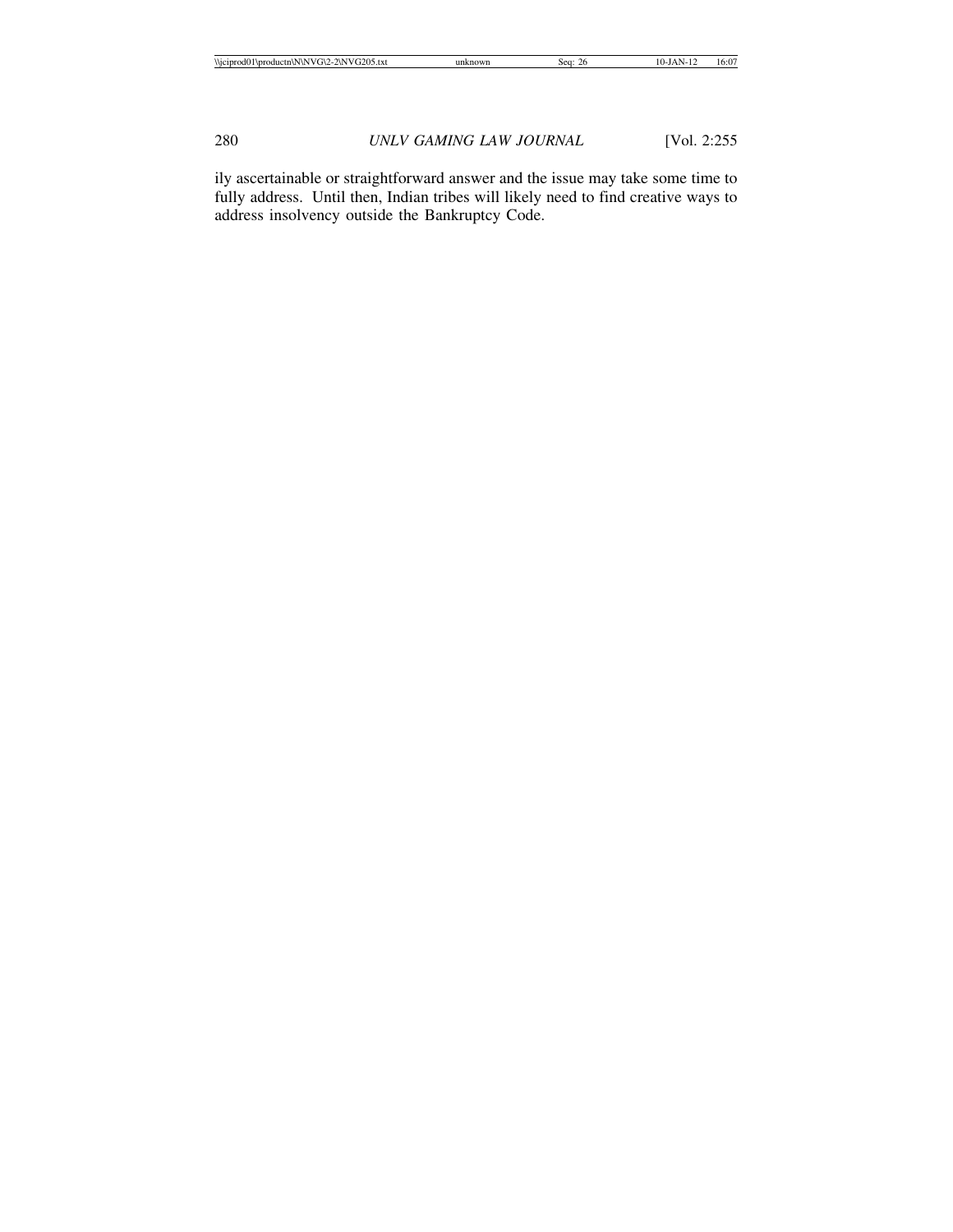ily ascertainable or straightforward answer and the issue may take some time to fully address. Until then, Indian tribes will likely need to find creative ways to address insolvency outside the Bankruptcy Code.